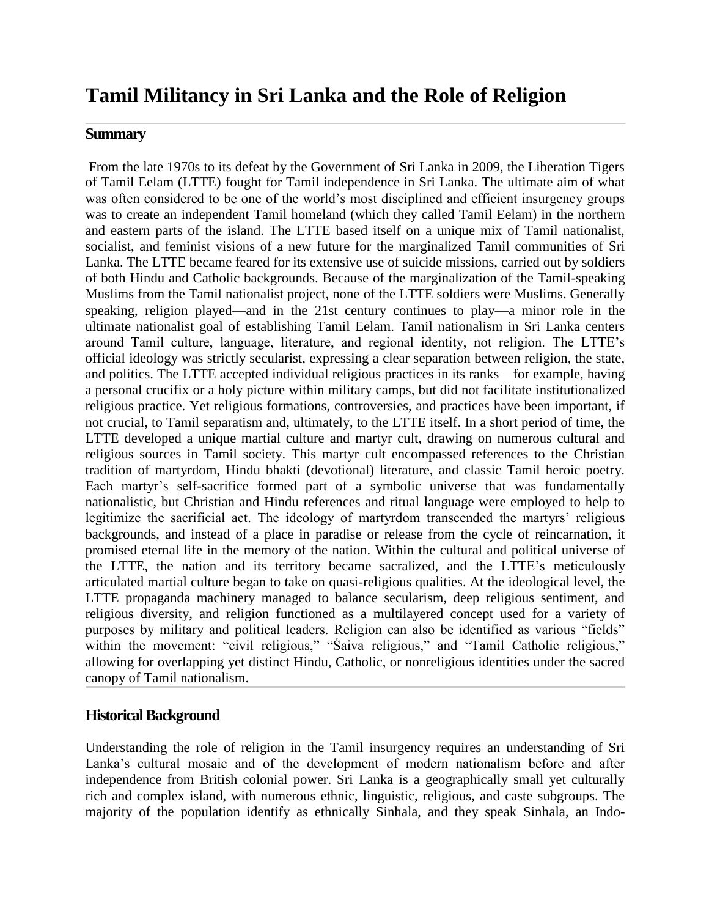# Tamil Militancy in Sri Lanka and the Role of Religion

## Summary

From the late 1970s to its defeat by the Government of Sri Lanka in 2009, the Liberation Tigers of Tamil Eelam (LTTE) fought for Tamil independence in Sri Lanka. The ultimate aim of what was often considered to be one of the world's most disciplined and efficient insurgency groups was to create an independent Tamil homeland (which they called Tamil Eelam) in the northern and eastern parts of the island. The LTTE based itself on a unique mix of Tamil nationalist, socialist, and feminist visions of a new future for the marginalized Tamil communities of Sri Lanka. The LTTE became feared for its extensive use of suicide missions, carried out by soldiers of both Hindu and Catholic backgrounds. Because of the marginalization of the Tamil-speaking Muslims from the Tamil nationalist project, none of the LTTE soldiers were Muslims. Generally speaking, religion played—and in the 21st century continues to play—a minor role in the ultimate nationalist goal of establishing Tamil Eelam. Tamil nationalism in Sri Lanka centers around Tamil culture, language, literature, and regional identity, not religion. The LTTE's official ideology was strictly secularist, expressing a clear separation between religion, the state, and politics. The LTTE accepted individual religious practices in its ranks—for example, having a personal crucifix or a holy picture within military camps, but did not facilitate institutionalized religious practice. Yet religious formations, controversies, and practices have been important, if not crucial, to Tamil separatism and, ultimately, to the LTTE itself. In a short period of time, the LTTE developed a unique martial culture and martyr cult, drawing on numerous cultural and religious sources in Tamil society. This martyr cult encompassed references to the Christian tradition of martyrdom, Hindu bhakti (devotional) literature, and classic Tamil heroic poetry. Each martyr's self-sacrifice formed part of a symbolic universe that was fundamentally nationalistic, but Christian and Hindu references and ritual language were employed to help to legitimize the sacrificial act. The ideology of martyrdom transcended the martyrs' religious backgrounds, and instead of a place in paradise or release from the cycle of reincarnation, it promised eternal life in the memory of the nation. Within the cultural and political universe of the LTTE, the nation and its territory became sacralized, and the LTTE's meticulously articulated martial culture began to take on quasi-religious qualities. At the ideological level, the LTTE propaganda machinery managed to balance secularism, deep religious sentiment, and religious diversity, and religion functioned as a multilayered concept used for a variety of purposes by military and political leaders. Religion can also be identified as various "fields" within the movement: "civil religious," "Śaiva religious," and "Tamil Catholic religious," allowing for overlapping yet distinct Hindu, Catholic, or nonreligious identities under the sacred canopy of Tamil nationalism.

## Historical Background

Understanding the role of religion in the Tamil insurgency requires an understanding of Sri Lanka's cultural mosaic and of the development of modern nationalism before and after independence from British colonial power. Sri Lanka is a geographically small yet culturally rich and complex island, with numerous ethnic, linguistic, religious, and caste subgroups. The majority of the population identify as ethnically Sinhala, and they speak Sinhala, an Indo-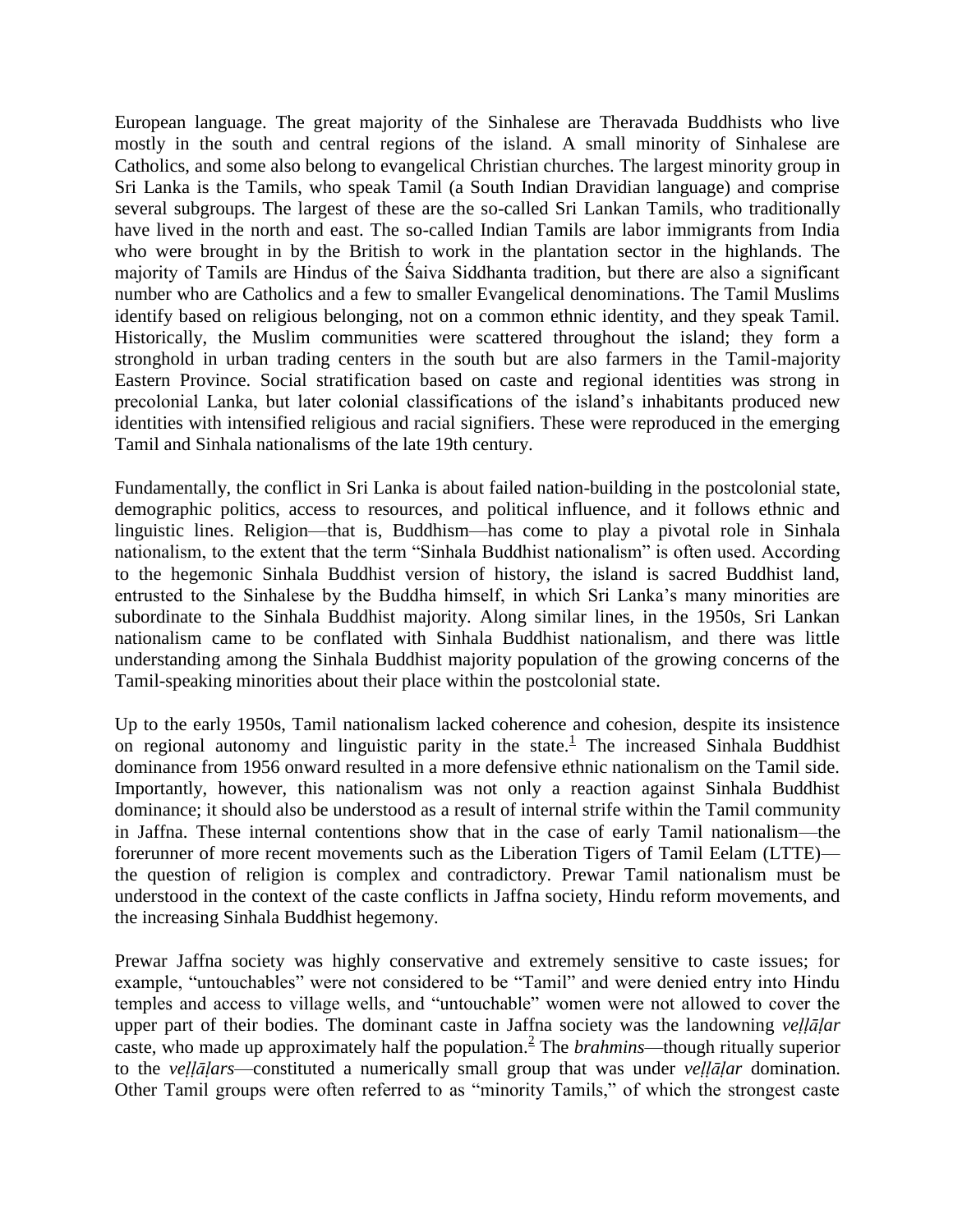European language. The great majority of the Sinhalese are Theravada Buddhists who live mostly in the south and central regions of the island. A small minority of Sinhalese are Catholics, and some also belong to evangelical Christian churches. The largest minority group in Sri Lanka is the Tamils, who speak Tamil (a South Indian Dravidian language) and comprise several subgroups. The largest of these are the so-called Sri Lankan Tamils, who traditionally have lived in the north and east. The so-called Indian Tamils are labor immigrants from India who were brought in by the British to work in the plantation sector in the highlands. The majority of Tamils are Hindus of the Śaiva Siddhanta tradition, but there are also a significant number who are Catholics and a few to smaller Evangelical denominations. The Tamil Muslims identify based on religious belonging, not on a common ethnic identity, and they speak Tamil. Historically, the Muslim communities were scattered throughout the island; they form a stronghold in urban trading centers in the south but are also farmers in the Tamil-majority Eastern Province. Social stratification based on caste and regional identities was strong in precolonial Lanka, but later colonial classifications of the island's inhabitants produced new identities with intensified religious and racial signifiers. These were reproduced in the emerging Tamil and Sinhala nationalisms of the late 19th century.

Fundamentally, the conflict in Sri Lanka is about failed nation-building in the postcolonial state, demographic politics, access to resources, and political influence, and it follows ethnic and linguistic lines. Religion—that is, Buddhism—has come to play a pivotal role in Sinhala nationalism, to the extent that the term "Sinhala Buddhist nationalism" is often used. According to the hegemonic Sinhala Buddhist version of history, the island is sacred Buddhist land, entrusted to the Sinhalese by the Buddha himself, in which Sri Lanka's many minorities are subordinate to the Sinhala Buddhist majority. Along similar lines, in the 1950s, Sri Lankan nationalism came to be conflated with Sinhala Buddhist nationalism, and there was little understanding among the Sinhala Buddhist majority population of the growing concerns of the Tamil-speaking minorities about their place within the postcolonial state.

Up to the early 1950s, Tamil nationalism lacked coherence and cohesion, despite its insistence on regional autonomy and linguistic parity in the state.[1] The increased Sinhala Buddhist dominance from 1956 onward resulted in a more defensive ethnic nationalism on the Tamil side. Importantly, however, this nationalism was not only a reaction against Sinhala Buddhist dominance; it should also be understood as a result of internal strife within the Tamil community in Jaffna. These internal contentions show that in the case of early Tamil nationalism—the forerunner of more recent movements such as the Liberation Tigers of Tamil Eelam (LTTE)—the question of religion is complex and contradictory. Prewar Tamil nationalism must be understood in the context of the caste conflicts in Jaffna society, Hindu reform movements, and the increasing Sinhala Buddhist hegemony.

Prewar Jaffna society was highly conservative and extremely sensitive to caste issues; for example, "untouchables" were not considered to be "Tamil" and were denied entry into Hindu temples and access to village wells, and "untouchable" women were not allowed to cover the upper part of their bodies. The dominant caste in Jaffna society was the landowning *veḷḷāḷar* caste, who made up approximately half the population.[2] The *brahmins*—though ritually superior to the *veḷḷāḷars*—constituted a numerically small group that was under *veḷḷāḷar* domination. Other Tamil groups were often referred to as "minority Tamils," of which the strongest caste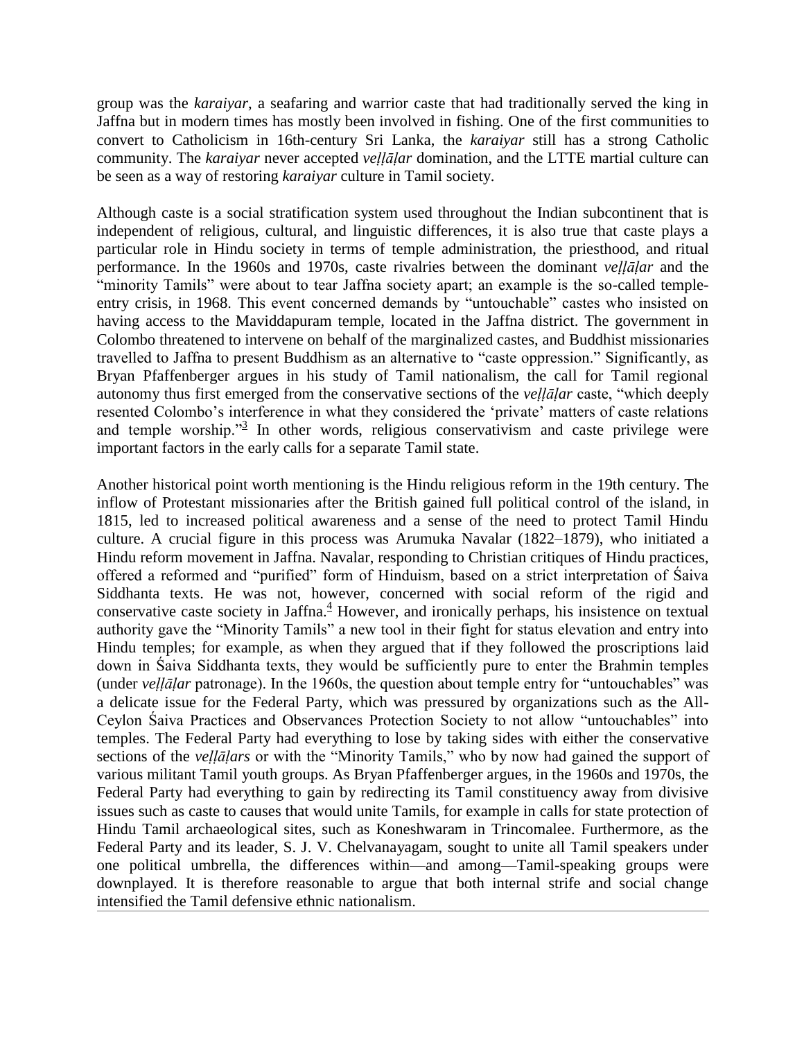group was the *karaiyar*, a seafaring and warrior caste that had traditionally served the king in Jaffna but in modern times has mostly been involved in fishing. One of the first communities to convert to Catholicism in 16th-century Sri Lanka, the *karaiyar* still has a strong Catholic community. The *karaiyar* never accepted *veḷḷāḷar* domination, and the LTTE martial culture can be seen as a way of restoring *karaiyar* culture in Tamil society.

Although caste is a social stratification system used throughout the Indian subcontinent that is independent of religious, cultural, and linguistic differences, it is also true that caste plays a particular role in Hindu society in terms of temple administration, the priesthood, and ritual performance. In the 1960s and 1970s, caste rivalries between the dominant *veḷḷāḷar* and the "minority Tamils" were about to tear Jaffna society apart; an example is the so-called temple-entry crisis, in 1968. This event concerned demands by "untouchable" castes who insisted on having access to the Maviddapuram temple, located in the Jaffna district. The government in Colombo threatened to intervene on behalf of the marginalized castes, and Buddhist missionaries travelled to Jaffna to present Buddhism as an alternative to "caste oppression." Significantly, as Bryan Pfaffenberger argues in his study of Tamil nationalism, the call for Tamil regional autonomy thus first emerged from the conservative sections of the *veḷḷāḷar* caste, "which deeply resented Colombo's interference in what they considered the 'private' matters of caste relations and temple worship."[3] In other words, religious conservativism and caste privilege were important factors in the early calls for a separate Tamil state.

Another historical point worth mentioning is the Hindu religious reform in the 19th century. The inflow of Protestant missionaries after the British gained full political control of the island, in 1815, led to increased political awareness and a sense of the need to protect Tamil Hindu culture. A crucial figure in this process was Arumuka Navalar (1822–1879), who initiated a Hindu reform movement in Jaffna. Navalar, responding to Christian critiques of Hindu practices, offered a reformed and "purified" form of Hinduism, based on a strict interpretation of Śaiva Siddhanta texts. He was not, however, concerned with social reform of the rigid and conservative caste society in Jaffna.[4] However, and ironically perhaps, his insistence on textual authority gave the "Minority Tamils" a new tool in their fight for status elevation and entry into Hindu temples; for example, as when they argued that if they followed the proscriptions laid down in Śaiva Siddhanta texts, they would be sufficiently pure to enter the Brahmin temples (under *veḷḷāḷar* patronage). In the 1960s, the question about temple entry for "untouchables" was a delicate issue for the Federal Party, which was pressured by organizations such as the All-Ceylon Śaiva Practices and Observances Protection Society to not allow "untouchables" into temples. The Federal Party had everything to lose by taking sides with either the conservative sections of the *veḷḷāḷars* or with the "Minority Tamils," who by now had gained the support of various militant Tamil youth groups. As Bryan Pfaffenberger argues, in the 1960s and 1970s, the Federal Party had everything to gain by redirecting its Tamil constituency away from divisive issues such as caste to causes that would unite Tamils, for example in calls for state protection of Hindu Tamil archaeological sites, such as Koneshwaram in Trincomalee. Furthermore, as the Federal Party and its leader, S. J. V. Chelvanayagam, sought to unite all Tamil speakers under one political umbrella, the differences within—and among—Tamil-speaking groups were downplayed. It is therefore reasonable to argue that both internal strife and social change intensified the Tamil defensive ethnic nationalism.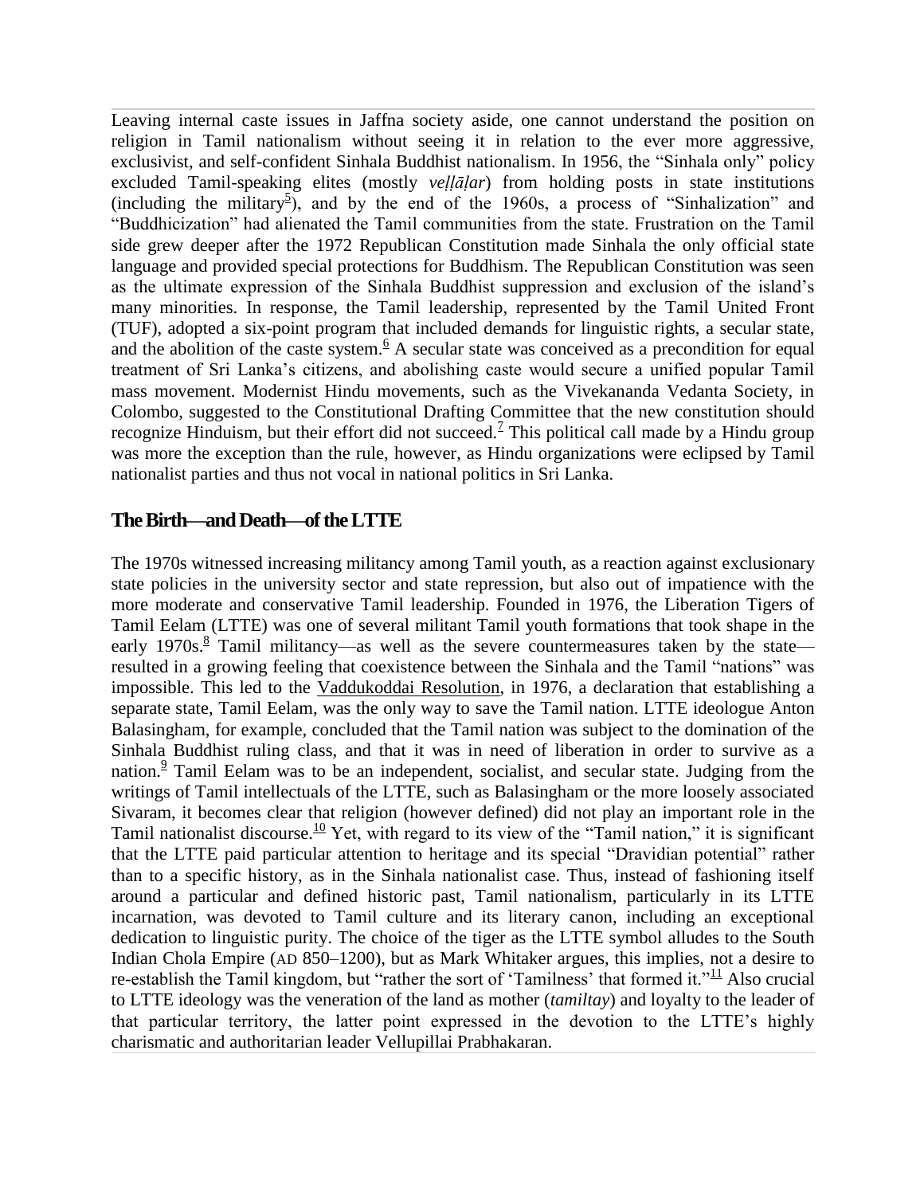Leaving internal caste issues in Jaffna society aside, one cannot understand the position on religion in Tamil nationalism without seeing it in relation to the ever more aggressive, exclusivist, and self-confident Sinhala Buddhist nationalism. In 1956, the "Sinhala only" policy excluded Tamil-speaking elites (mostly *veḷḷāḷar*) from holding posts in state institutions (including the military[5]), and by the end of the 1960s, a process of "Sinhalization" and "Buddhicization" had alienated the Tamil communities from the state. Frustration on the Tamil side grew deeper after the 1972 Republican Constitution made Sinhala the only official state language and provided special protections for Buddhism. The Republican Constitution was seen as the ultimate expression of the Sinhala Buddhist suppression and exclusion of the island's many minorities. In response, the Tamil leadership, represented by the Tamil United Front (TUF), adopted a six-point program that included demands for linguistic rights, a secular state, and the abolition of the caste system.[6] A secular state was conceived as a precondition for equal treatment of Sri Lanka's citizens, and abolishing caste would secure a unified popular Tamil mass movement. Modernist Hindu movements, such as the Vivekananda Vedanta Society, in Colombo, suggested to the Constitutional Drafting Committee that the new constitution should recognize Hinduism, but their effort did not succeed.[7] This political call made by a Hindu group was more the exception than the rule, however, as Hindu organizations were eclipsed by Tamil nationalist parties and thus not vocal in national politics in Sri Lanka.

## The Birth—and Death—of the LTTE

The 1970s witnessed increasing militancy among Tamil youth, as a reaction against exclusionary state policies in the university sector and state repression, but also out of impatience with the more moderate and conservative Tamil leadership. Founded in 1976, the Liberation Tigers of Tamil Eelam (LTTE) was one of several militant Tamil youth formations that took shape in the early 1970s.[8] Tamil militancy—as well as the severe countermeasures taken by the state—resulted in a growing feeling that coexistence between the Sinhala and the Tamil "nations" was impossible. This led to the Vaddukoddai Resolution, in 1976, a declaration that establishing a separate state, Tamil Eelam, was the only way to save the Tamil nation. LTTE ideologue Anton Balasingham, for example, concluded that the Tamil nation was subject to the domination of the Sinhala Buddhist ruling class, and that it was in need of liberation in order to survive as a nation.[9] Tamil Eelam was to be an independent, socialist, and secular state. Judging from the writings of Tamil intellectuals of the LTTE, such as Balasingham or the more loosely associated Sivaram, it becomes clear that religion (however defined) did not play an important role in the Tamil nationalist discourse.[10] Yet, with regard to its view of the "Tamil nation," it is significant that the LTTE paid particular attention to heritage and its special "Dravidian potential" rather than to a specific history, as in the Sinhala nationalist case. Thus, instead of fashioning itself around a particular and defined historic past, Tamil nationalism, particularly in its LTTE incarnation, was devoted to Tamil culture and its literary canon, including an exceptional dedication to linguistic purity. The choice of the tiger as the LTTE symbol alludes to the South Indian Chola Empire (AD 850–1200), but as Mark Whitaker argues, this implies, not a desire to re-establish the Tamil kingdom, but "rather the sort of 'Tamilness' that formed it."[11] Also crucial to LTTE ideology was the veneration of the land as mother (*tamiltay*) and loyalty to the leader of that particular territory, the latter point expressed in the devotion to the LTTE's highly charismatic and authoritarian leader Vellupillai Prabhakaran.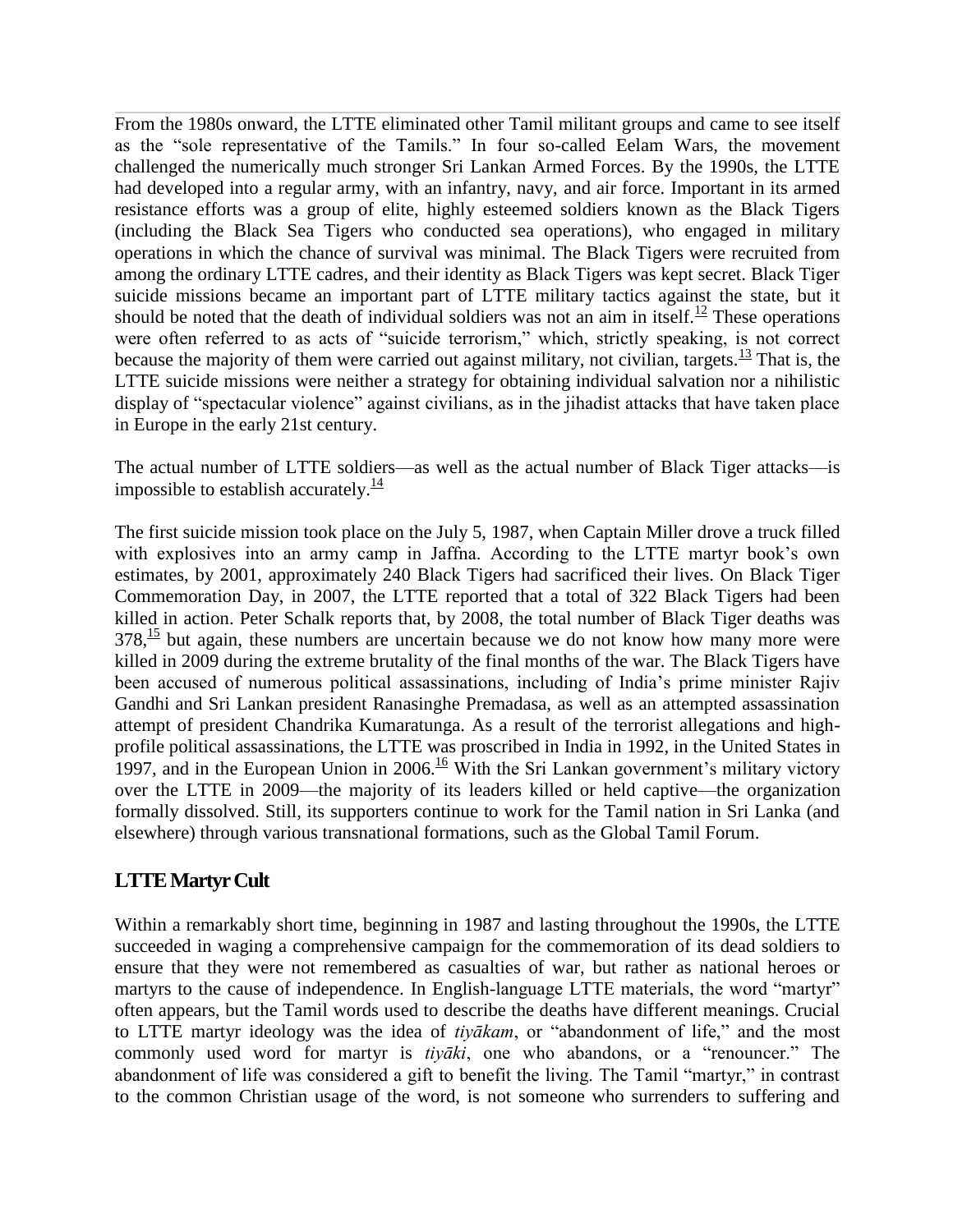From the 1980s onward, the LTTE eliminated other Tamil militant groups and came to see itself as the "sole representative of the Tamils." In four so-called Eelam Wars, the movement challenged the numerically much stronger Sri Lankan Armed Forces. By the 1990s, the LTTE had developed into a regular army, with an infantry, navy, and air force. Important in its armed resistance efforts was a group of elite, highly esteemed soldiers known as the Black Tigers (including the Black Sea Tigers who conducted sea operations), who engaged in military operations in which the chance of survival was minimal. The Black Tigers were recruited from among the ordinary LTTE cadres, and their identity as Black Tigers was kept secret. Black Tiger suicide missions became an important part of LTTE military tactics against the state, but it should be noted that the death of individual soldiers was not an aim in itself.[12] These operations were often referred to as acts of "suicide terrorism," which, strictly speaking, is not correct because the majority of them were carried out against military, not civilian, targets.[13] That is, the LTTE suicide missions were neither a strategy for obtaining individual salvation nor a nihilistic display of "spectacular violence" against civilians, as in the jihadist attacks that have taken place in Europe in the early 21st century.

The actual number of LTTE soldiers—as well as the actual number of Black Tiger attacks—is impossible to establish accurately.[14]

The first suicide mission took place on the July 5, 1987, when Captain Miller drove a truck filled with explosives into an army camp in Jaffna. According to the LTTE martyr book's own estimates, by 2001, approximately 240 Black Tigers had sacrificed their lives. On Black Tiger Commemoration Day, in 2007, the LTTE reported that a total of 322 Black Tigers had been killed in action. Peter Schalk reports that, by 2008, the total number of Black Tiger deaths was 378,[15] but again, these numbers are uncertain because we do not know how many more were killed in 2009 during the extreme brutality of the final months of the war. The Black Tigers have been accused of numerous political assassinations, including of India's prime minister Rajiv Gandhi and Sri Lankan president Ranasinghe Premadasa, as well as an attempted assassination attempt of president Chandrika Kumaratunga. As a result of the terrorist allegations and high-profile political assassinations, the LTTE was proscribed in India in 1992, in the United States in 1997, and in the European Union in 2006.[16] With the Sri Lankan government's military victory over the LTTE in 2009—the majority of its leaders killed or held captive—the organization formally dissolved. Still, its supporters continue to work for the Tamil nation in Sri Lanka (and elsewhere) through various transnational formations, such as the Global Tamil Forum.

## LTTE Martyr Cult

Within a remarkably short time, beginning in 1987 and lasting throughout the 1990s, the LTTE succeeded in waging a comprehensive campaign for the commemoration of its dead soldiers to ensure that they were not remembered as casualties of war, but rather as national heroes or martyrs to the cause of independence. In English-language LTTE materials, the word "martyr" often appears, but the Tamil words used to describe the deaths have different meanings. Crucial to LTTE martyr ideology was the idea of *tiyākam*, or "abandonment of life," and the most commonly used word for martyr is *tiyāki*, one who abandons, or a "renouncer." The abandonment of life was considered a gift to benefit the living. The Tamil "martyr," in contrast to the common Christian usage of the word, is not someone who surrenders to suffering and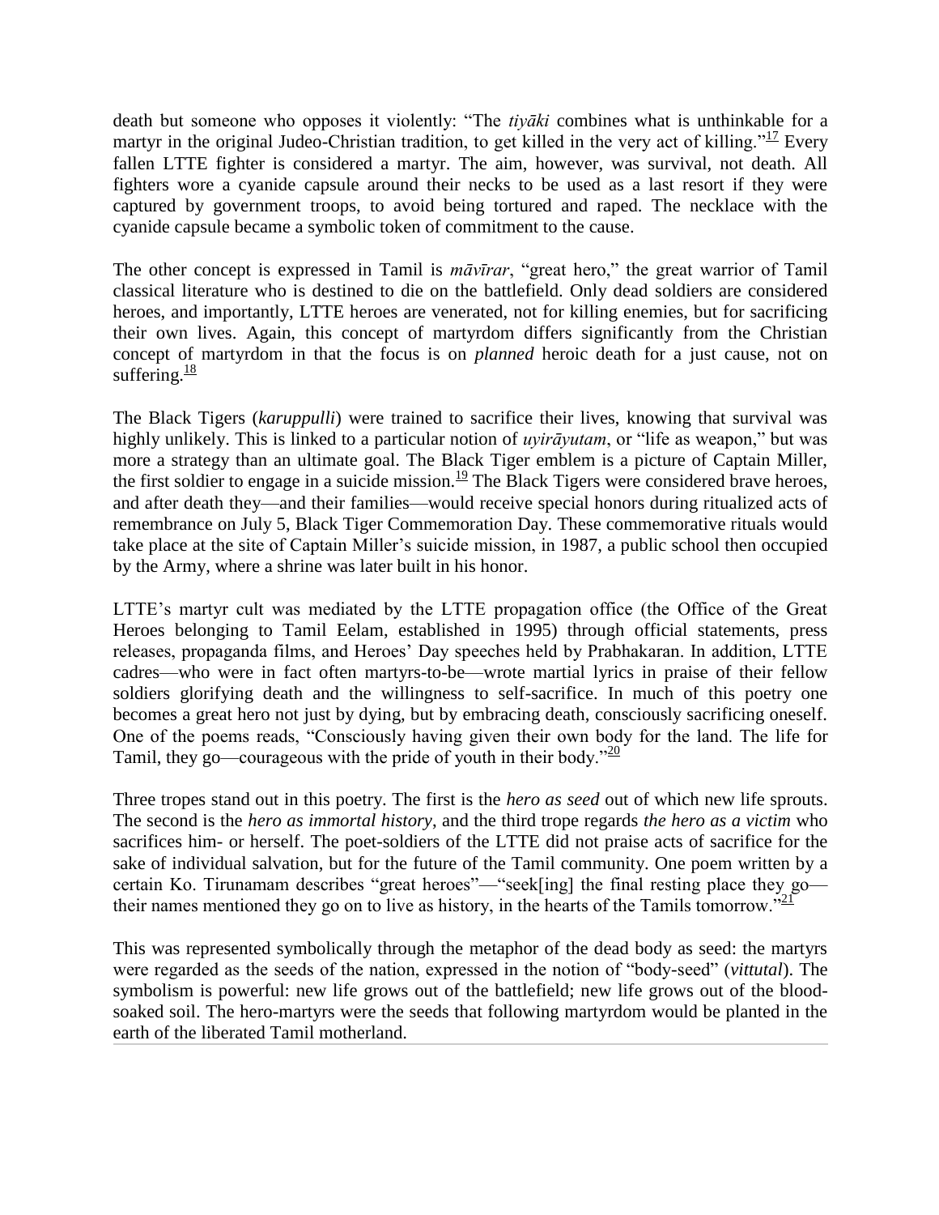death but someone who opposes it violently: "The *tiyāki* combines what is unthinkable for a martyr in the original Judeo-Christian tradition, to get killed in the very act of killing."[17] Every fallen LTTE fighter is considered a martyr. The aim, however, was survival, not death. All fighters wore a cyanide capsule around their necks to be used as a last resort if they were captured by government troops, to avoid being tortured and raped. The necklace with the cyanide capsule became a symbolic token of commitment to the cause.

The other concept is expressed in Tamil is *māvīrar*, "great hero," the great warrior of Tamil classical literature who is destined to die on the battlefield. Only dead soldiers are considered heroes, and importantly, LTTE heroes are venerated, not for killing enemies, but for sacrificing their own lives. Again, this concept of martyrdom differs significantly from the Christian concept of martyrdom in that the focus is on *planned* heroic death for a just cause, not on suffering.[18]

The Black Tigers (*karuppulli*) were trained to sacrifice their lives, knowing that survival was highly unlikely. This is linked to a particular notion of *uyirāyutam*, or "life as weapon," but was more a strategy than an ultimate goal. The Black Tiger emblem is a picture of Captain Miller, the first soldier to engage in a suicide mission.[19] The Black Tigers were considered brave heroes, and after death they—and their families—would receive special honors during ritualized acts of remembrance on July 5, Black Tiger Commemoration Day. These commemorative rituals would take place at the site of Captain Miller's suicide mission, in 1987, a public school then occupied by the Army, where a shrine was later built in his honor.

LTTE's martyr cult was mediated by the LTTE propagation office (the Office of the Great Heroes belonging to Tamil Eelam, established in 1995) through official statements, press releases, propaganda films, and Heroes' Day speeches held by Prabhakaran. In addition, LTTE cadres—who were in fact often martyrs-to-be—wrote martial lyrics in praise of their fellow soldiers glorifying death and the willingness to self-sacrifice. In much of this poetry one becomes a great hero not just by dying, but by embracing death, consciously sacrificing oneself. One of the poems reads, "Consciously having given their own body for the land. The life for Tamil, they go—courageous with the pride of youth in their body."[20]

Three tropes stand out in this poetry. The first is the *hero as seed* out of which new life sprouts. The second is the *hero as immortal history*, and the third trope regards *the hero as a victim* who sacrifices him- or herself. The poet-soldiers of the LTTE did not praise acts of sacrifice for the sake of individual salvation, but for the future of the Tamil community. One poem written by a certain Ko. Tirunamam describes "great heroes"—"seek[ing] the final resting place they go—their names mentioned they go on to live as history, in the hearts of the Tamils tomorrow."[21]

This was represented symbolically through the metaphor of the dead body as seed: the martyrs were regarded as the seeds of the nation, expressed in the notion of "body-seed" (*vittutal*). The symbolism is powerful: new life grows out of the battlefield; new life grows out of the blood-soaked soil. The hero-martyrs were the seeds that following martyrdom would be planted in the earth of the liberated Tamil motherland.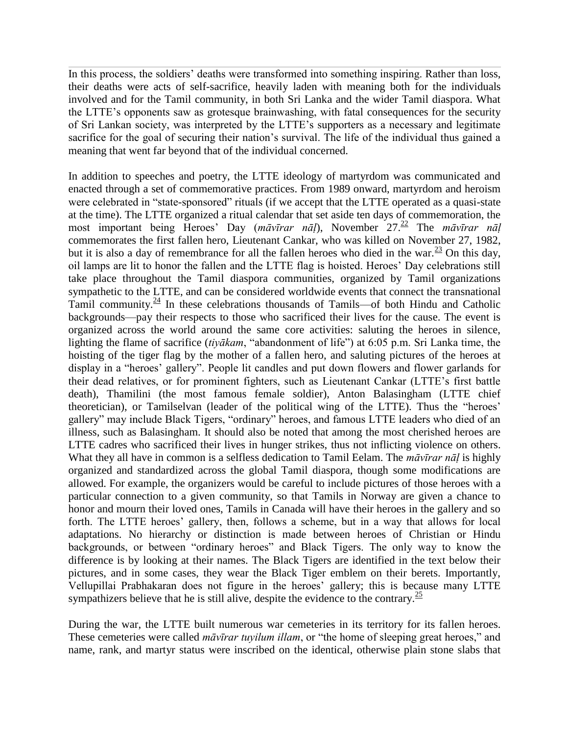In this process, the soldiers' deaths were transformed into something inspiring. Rather than loss, their deaths were acts of self-sacrifice, heavily laden with meaning both for the individuals involved and for the Tamil community, in both Sri Lanka and the wider Tamil diaspora. What the LTTE's opponents saw as grotesque brainwashing, with fatal consequences for the security of Sri Lankan society, was interpreted by the LTTE's supporters as a necessary and legitimate sacrifice for the goal of securing their nation's survival. The life of the individual thus gained a meaning that went far beyond that of the individual concerned.

In addition to speeches and poetry, the LTTE ideology of martyrdom was communicated and enacted through a set of commemorative practices. From 1989 onward, martyrdom and heroism were celebrated in "state-sponsored" rituals (if we accept that the LTTE operated as a quasi-state at the time). The LTTE organized a ritual calendar that set aside ten days of commemoration, the most important being Heroes' Day (*māvīrar nāḷ*), November 27.[22] The *māvīrar nāḷ* commemorates the first fallen hero, Lieutenant Cankar, who was killed on November 27, 1982, but it is also a day of remembrance for all the fallen heroes who died in the war.[23] On this day, oil lamps are lit to honor the fallen and the LTTE flag is hoisted. Heroes' Day celebrations still take place throughout the Tamil diaspora communities, organized by Tamil organizations sympathetic to the LTTE, and can be considered worldwide events that connect the transnational Tamil community.[24] In these celebrations thousands of Tamils—of both Hindu and Catholic backgrounds—pay their respects to those who sacrificed their lives for the cause. The event is organized across the world around the same core activities: saluting the heroes in silence, lighting the flame of sacrifice (*tiyākam*, "abandonment of life") at 6:05 p.m. Sri Lanka time, the hoisting of the tiger flag by the mother of a fallen hero, and saluting pictures of the heroes at display in a "heroes' gallery". People lit candles and put down flowers and flower garlands for their dead relatives, or for prominent fighters, such as Lieutenant Cankar (LTTE's first battle death), Thamilini (the most famous female soldier), Anton Balasingham (LTTE chief theoretician), or Tamilselvan (leader of the political wing of the LTTE). Thus the "heroes' gallery" may include Black Tigers, "ordinary" heroes, and famous LTTE leaders who died of an illness, such as Balasingham. It should also be noted that among the most cherished heroes are LTTE cadres who sacrificed their lives in hunger strikes, thus not inflicting violence on others. What they all have in common is a selfless dedication to Tamil Eelam. The *māvīrar nāḷ* is highly organized and standardized across the global Tamil diaspora, though some modifications are allowed. For example, the organizers would be careful to include pictures of those heroes with a particular connection to a given community, so that Tamils in Norway are given a chance to honor and mourn their loved ones, Tamils in Canada will have their heroes in the gallery and so forth. The LTTE heroes' gallery, then, follows a scheme, but in a way that allows for local adaptations. No hierarchy or distinction is made between heroes of Christian or Hindu backgrounds, or between "ordinary heroes" and Black Tigers. The only way to know the difference is by looking at their names. The Black Tigers are identified in the text below their pictures, and in some cases, they wear the Black Tiger emblem on their berets. Importantly, Vellupillai Prabhakaran does not figure in the heroes' gallery; this is because many LTTE sympathizers believe that he is still alive, despite the evidence to the contrary.[25]

During the war, the LTTE built numerous war cemeteries in its territory for its fallen heroes. These cemeteries were called *māvīrar tuyilum illam*, or "the home of sleeping great heroes," and name, rank, and martyr status were inscribed on the identical, otherwise plain stone slabs that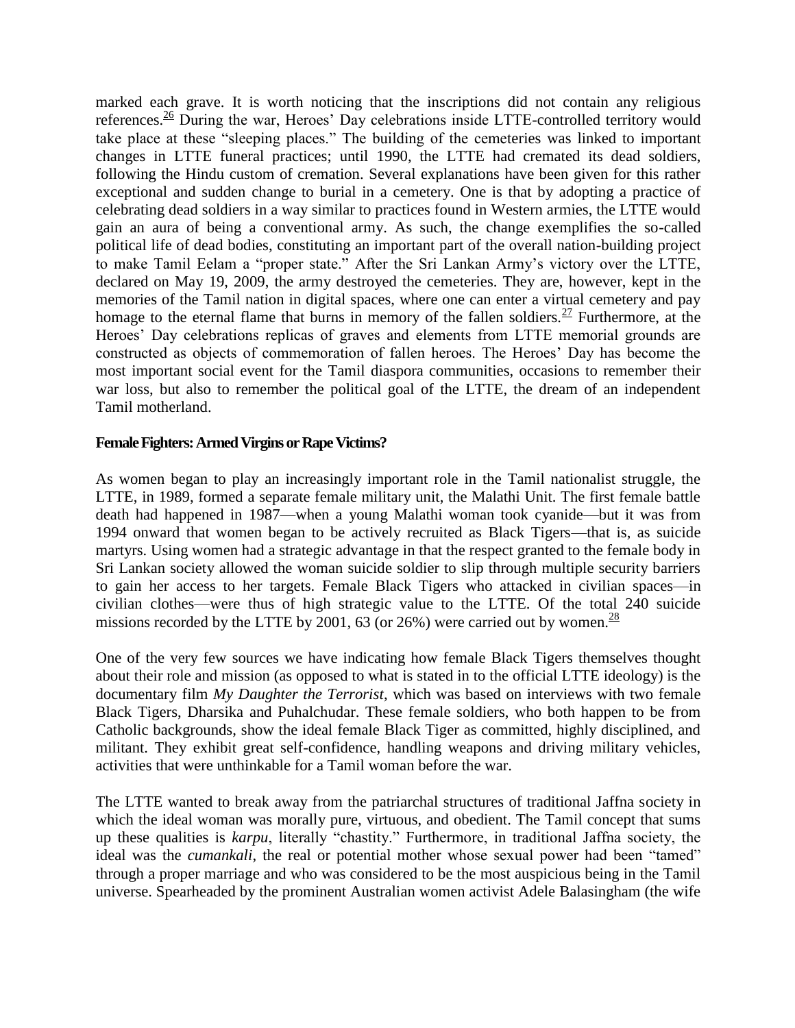marked each grave. It is worth noticing that the inscriptions did not contain any religious references.[26] During the war, Heroes' Day celebrations inside LTTE-controlled territory would take place at these "sleeping places." The building of the cemeteries was linked to important changes in LTTE funeral practices; until 1990, the LTTE had cremated its dead soldiers, following the Hindu custom of cremation. Several explanations have been given for this rather exceptional and sudden change to burial in a cemetery. One is that by adopting a practice of celebrating dead soldiers in a way similar to practices found in Western armies, the LTTE would gain an aura of being a conventional army. As such, the change exemplifies the so-called political life of dead bodies, constituting an important part of the overall nation-building project to make Tamil Eelam a "proper state." After the Sri Lankan Army's victory over the LTTE, declared on May 19, 2009, the army destroyed the cemeteries. They are, however, kept in the memories of the Tamil nation in digital spaces, where one can enter a virtual cemetery and pay homage to the eternal flame that burns in memory of the fallen soldiers.[27] Furthermore, at the Heroes' Day celebrations replicas of graves and elements from LTTE memorial grounds are constructed as objects of commemoration of fallen heroes. The Heroes' Day has become the most important social event for the Tamil diaspora communities, occasions to remember their war loss, but also to remember the political goal of the LTTE, the dream of an independent Tamil motherland.

**Female Fighters: Armed Virgins or Rape Victims?**

As women began to play an increasingly important role in the Tamil nationalist struggle, the LTTE, in 1989, formed a separate female military unit, the Malathi Unit. The first female battle death had happened in 1987—when a young Malathi woman took cyanide—but it was from 1994 onward that women began to be actively recruited as Black Tigers—that is, as suicide martyrs. Using women had a strategic advantage in that the respect granted to the female body in Sri Lankan society allowed the woman suicide soldier to slip through multiple security barriers to gain her access to her targets. Female Black Tigers who attacked in civilian spaces—in civilian clothes—were thus of high strategic value to the LTTE. Of the total 240 suicide missions recorded by the LTTE by 2001, 63 (or 26%) were carried out by women.[28]

One of the very few sources we have indicating how female Black Tigers themselves thought about their role and mission (as opposed to what is stated in to the official LTTE ideology) is the documentary film *My Daughter the Terrorist*, which was based on interviews with two female Black Tigers, Dharsika and Puhalchudar. These female soldiers, who both happen to be from Catholic backgrounds, show the ideal female Black Tiger as committed, highly disciplined, and militant. They exhibit great self-confidence, handling weapons and driving military vehicles, activities that were unthinkable for a Tamil woman before the war.

The LTTE wanted to break away from the patriarchal structures of traditional Jaffna society in which the ideal woman was morally pure, virtuous, and obedient. The Tamil concept that sums up these qualities is *karpu*, literally "chastity." Furthermore, in traditional Jaffna society, the ideal was the *cumankali*, the real or potential mother whose sexual power had been "tamed" through a proper marriage and who was considered to be the most auspicious being in the Tamil universe. Spearheaded by the prominent Australian women activist Adele Balasingham (the wife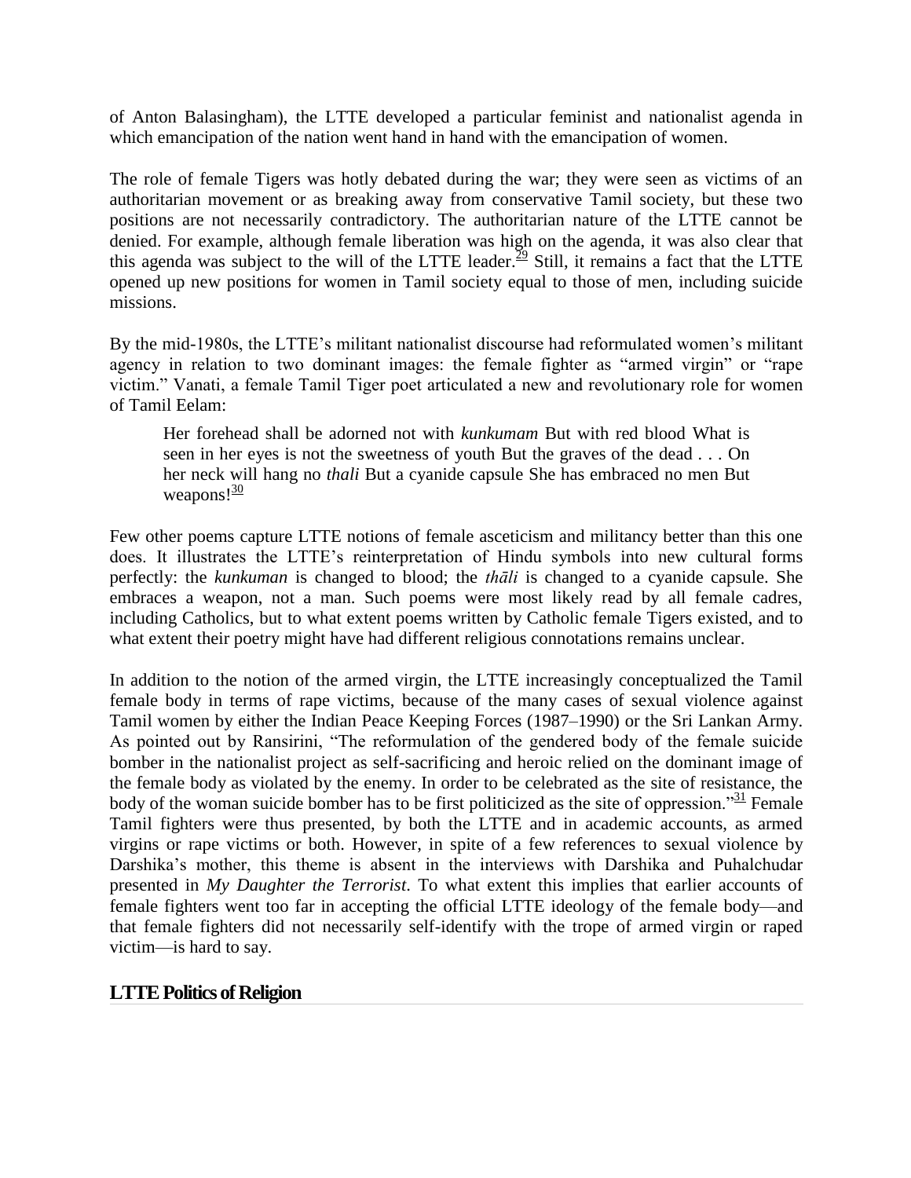of Anton Balasingham), the LTTE developed a particular feminist and nationalist agenda in which emancipation of the nation went hand in hand with the emancipation of women.

The role of female Tigers was hotly debated during the war; they were seen as victims of an authoritarian movement or as breaking away from conservative Tamil society, but these two positions are not necessarily contradictory. The authoritarian nature of the LTTE cannot be denied. For example, although female liberation was high on the agenda, it was also clear that this agenda was subject to the will of the LTTE leader.[29] Still, it remains a fact that the LTTE opened up new positions for women in Tamil society equal to those of men, including suicide missions.

By the mid-1980s, the LTTE's militant nationalist discourse had reformulated women's militant agency in relation to two dominant images: the female fighter as "armed virgin" or "rape victim." Vanati, a female Tamil Tiger poet articulated a new and revolutionary role for women of Tamil Eelam:

> Her forehead shall be adorned not with *kunkumam* But with red blood What is seen in her eyes is not the sweetness of youth But the graves of the dead . . . On her neck will hang no *thali* But a cyanide capsule She has embraced no men But weapons![30]

Few other poems capture LTTE notions of female asceticism and militancy better than this one does. It illustrates the LTTE's reinterpretation of Hindu symbols into new cultural forms perfectly: the *kunkuman* is changed to blood; the *thāli* is changed to a cyanide capsule. She embraces a weapon, not a man. Such poems were most likely read by all female cadres, including Catholics, but to what extent poems written by Catholic female Tigers existed, and to what extent their poetry might have had different religious connotations remains unclear.

In addition to the notion of the armed virgin, the LTTE increasingly conceptualized the Tamil female body in terms of rape victims, because of the many cases of sexual violence against Tamil women by either the Indian Peace Keeping Forces (1987–1990) or the Sri Lankan Army. As pointed out by Ransirini, "The reformulation of the gendered body of the female suicide bomber in the nationalist project as self-sacrificing and heroic relied on the dominant image of the female body as violated by the enemy. In order to be celebrated as the site of resistance, the body of the woman suicide bomber has to be first politicized as the site of oppression."[31] Female Tamil fighters were thus presented, by both the LTTE and in academic accounts, as armed virgins or rape victims or both. However, in spite of a few references to sexual violence by Darshika's mother, this theme is absent in the interviews with Darshika and Puhalchudar presented in *My Daughter the Terrorist*. To what extent this implies that earlier accounts of female fighters went too far in accepting the official LTTE ideology of the female body—and that female fighters did not necessarily self-identify with the trope of armed virgin or raped victim—is hard to say.

## LTTE Politics of Religion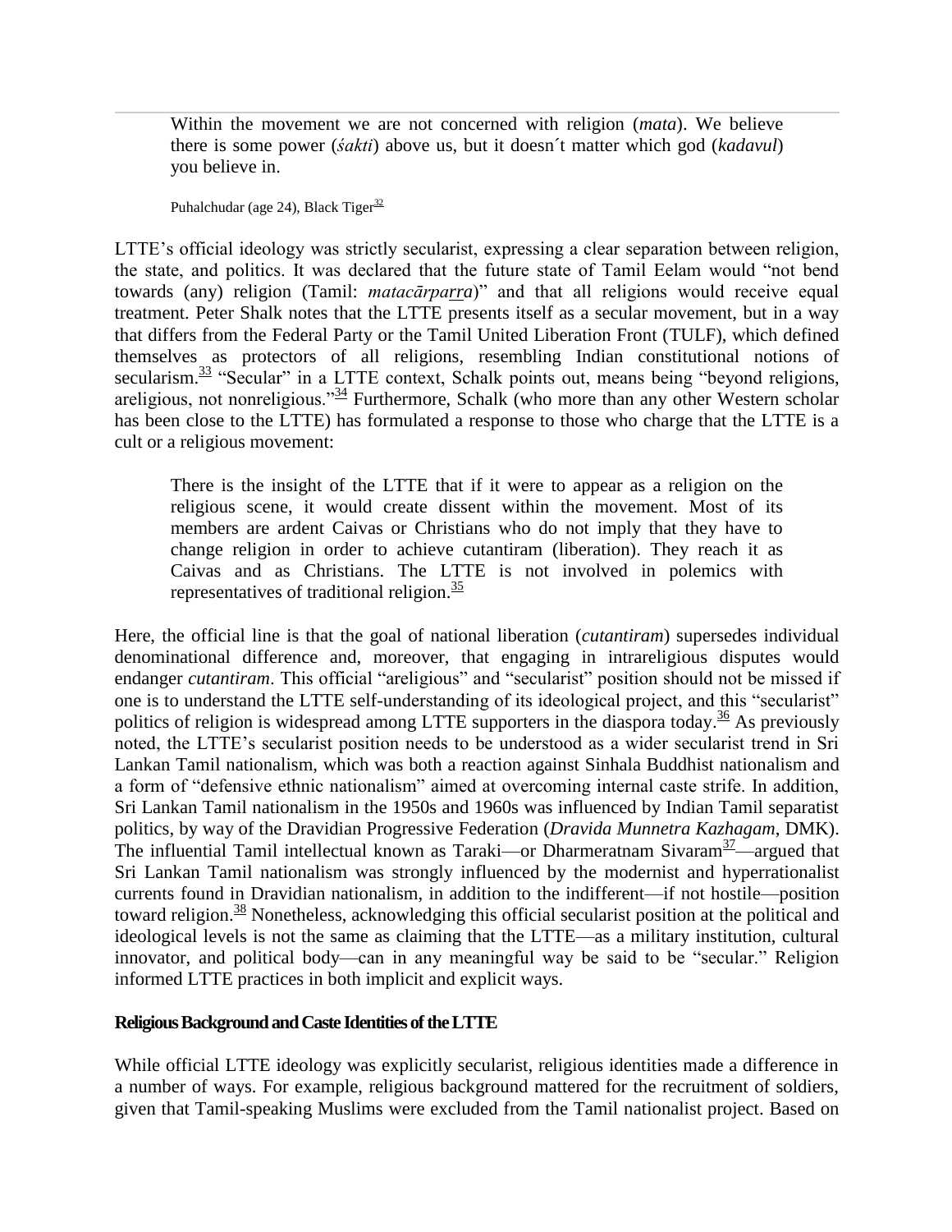> Within the movement we are not concerned with religion (*mata*). We believe there is some power (*śakti*) above us, but it doesn´t matter which god (*kadavul*) you believe in.
>
> Puhalchudar (age 24), Black Tiger[32]

LTTE's official ideology was strictly secularist, expressing a clear separation between religion, the state, and politics. It was declared that the future state of Tamil Eelam would "not bend towards (any) religion (Tamil: *matacārparra*)" and that all religions would receive equal treatment. Peter Shalk notes that the LTTE presents itself as a secular movement, but in a way that differs from the Federal Party or the Tamil United Liberation Front (TULF), which defined themselves as protectors of all religions, resembling Indian constitutional notions of secularism.[33] "Secular" in a LTTE context, Schalk points out, means being "beyond religions, areligious, not nonreligious."[34] Furthermore, Schalk (who more than any other Western scholar has been close to the LTTE) has formulated a response to those who charge that the LTTE is a cult or a religious movement:

> There is the insight of the LTTE that if it were to appear as a religion on the religious scene, it would create dissent within the movement. Most of its members are ardent Caivas or Christians who do not imply that they have to change religion in order to achieve cutantiram (liberation). They reach it as Caivas and as Christians. The LTTE is not involved in polemics with representatives of traditional religion.[35]

Here, the official line is that the goal of national liberation (*cutantiram*) supersedes individual denominational difference and, moreover, that engaging in intrareligious disputes would endanger *cutantiram*. This official "areligious" and "secularist" position should not be missed if one is to understand the LTTE self-understanding of its ideological project, and this "secularist" politics of religion is widespread among LTTE supporters in the diaspora today.[36] As previously noted, the LTTE's secularist position needs to be understood as a wider secularist trend in Sri Lankan Tamil nationalism, which was both a reaction against Sinhala Buddhist nationalism and a form of "defensive ethnic nationalism" aimed at overcoming internal caste strife. In addition, Sri Lankan Tamil nationalism in the 1950s and 1960s was influenced by Indian Tamil separatist politics, by way of the Dravidian Progressive Federation (*Dravida Munnetra Kazhagam*, DMK). The influential Tamil intellectual known as Taraki—or Dharmeratnam Sivaram[37]—argued that Sri Lankan Tamil nationalism was strongly influenced by the modernist and hyperrationalist currents found in Dravidian nationalism, in addition to the indifferent—if not hostile—position toward religion.[38] Nonetheless, acknowledging this official secularist position at the political and ideological levels is not the same as claiming that the LTTE—as a military institution, cultural innovator, and political body—can in any meaningful way be said to be "secular." Religion informed LTTE practices in both implicit and explicit ways.

**Religious Background and Caste Identities of the LTTE**

While official LTTE ideology was explicitly secularist, religious identities made a difference in a number of ways. For example, religious background mattered for the recruitment of soldiers, given that Tamil-speaking Muslims were excluded from the Tamil nationalist project. Based on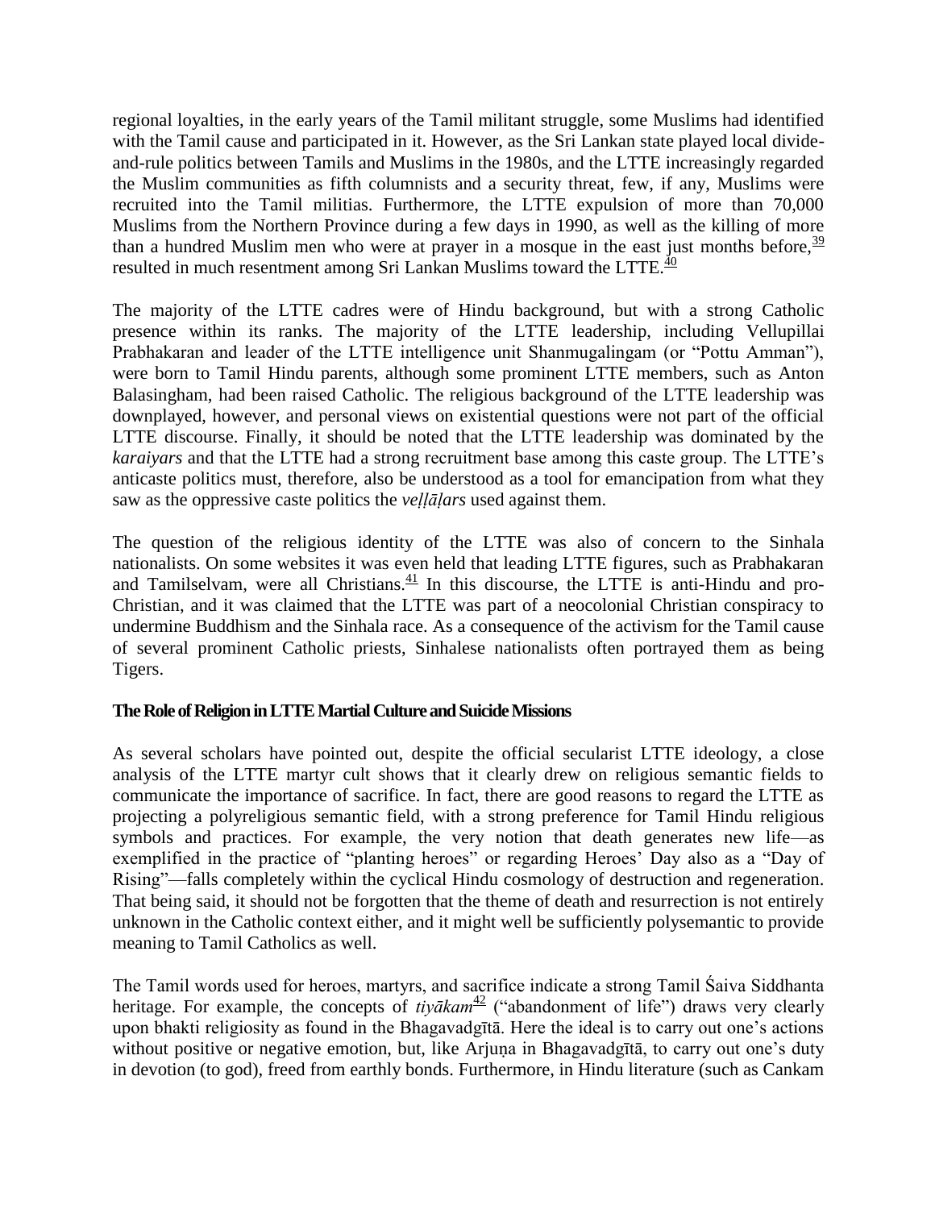regional loyalties, in the early years of the Tamil militant struggle, some Muslims had identified with the Tamil cause and participated in it. However, as the Sri Lankan state played local divide-and-rule politics between Tamils and Muslims in the 1980s, and the LTTE increasingly regarded the Muslim communities as fifth columnists and a security threat, few, if any, Muslims were recruited into the Tamil militias. Furthermore, the LTTE expulsion of more than 70,000 Muslims from the Northern Province during a few days in 1990, as well as the killing of more than a hundred Muslim men who were at prayer in a mosque in the east just months before,[39] resulted in much resentment among Sri Lankan Muslims toward the LTTE.[40]

The majority of the LTTE cadres were of Hindu background, but with a strong Catholic presence within its ranks. The majority of the LTTE leadership, including Vellupillai Prabhakaran and leader of the LTTE intelligence unit Shanmugalingam (or "Pottu Amman"), were born to Tamil Hindu parents, although some prominent LTTE members, such as Anton Balasingham, had been raised Catholic. The religious background of the LTTE leadership was downplayed, however, and personal views on existential questions were not part of the official LTTE discourse. Finally, it should be noted that the LTTE leadership was dominated by the *karaiyars* and that the LTTE had a strong recruitment base among this caste group. The LTTE's anticaste politics must, therefore, also be understood as a tool for emancipation from what they saw as the oppressive caste politics the *veḷḷāḷars* used against them.

The question of the religious identity of the LTTE was also of concern to the Sinhala nationalists. On some websites it was even held that leading LTTE figures, such as Prabhakaran and Tamilselvam, were all Christians.[41] In this discourse, the LTTE is anti-Hindu and pro-Christian, and it was claimed that the LTTE was part of a neocolonial Christian conspiracy to undermine Buddhism and the Sinhala race. As a consequence of the activism for the Tamil cause of several prominent Catholic priests, Sinhalese nationalists often portrayed them as being Tigers.

### The Role of Religion in LTTE Martial Culture and Suicide Missions

As several scholars have pointed out, despite the official secularist LTTE ideology, a close analysis of the LTTE martyr cult shows that it clearly drew on religious semantic fields to communicate the importance of sacrifice. In fact, there are good reasons to regard the LTTE as projecting a polyreligious semantic field, with a strong preference for Tamil Hindu religious symbols and practices. For example, the very notion that death generates new life—as exemplified in the practice of "planting heroes" or regarding Heroes' Day also as a "Day of Rising"—falls completely within the cyclical Hindu cosmology of destruction and regeneration. That being said, it should not be forgotten that the theme of death and resurrection is not entirely unknown in the Catholic context either, and it might well be sufficiently polysemantic to provide meaning to Tamil Catholics as well.

The Tamil words used for heroes, martyrs, and sacrifice indicate a strong Tamil Śaiva Siddhanta heritage. For example, the concepts of *tiyākam*[42] ("abandonment of life") draws very clearly upon bhakti religiosity as found in the Bhagavadgītā. Here the ideal is to carry out one's actions without positive or negative emotion, but, like Arjuṇa in Bhagavadgītā, to carry out one's duty in devotion (to god), freed from earthly bonds. Furthermore, in Hindu literature (such as Cankam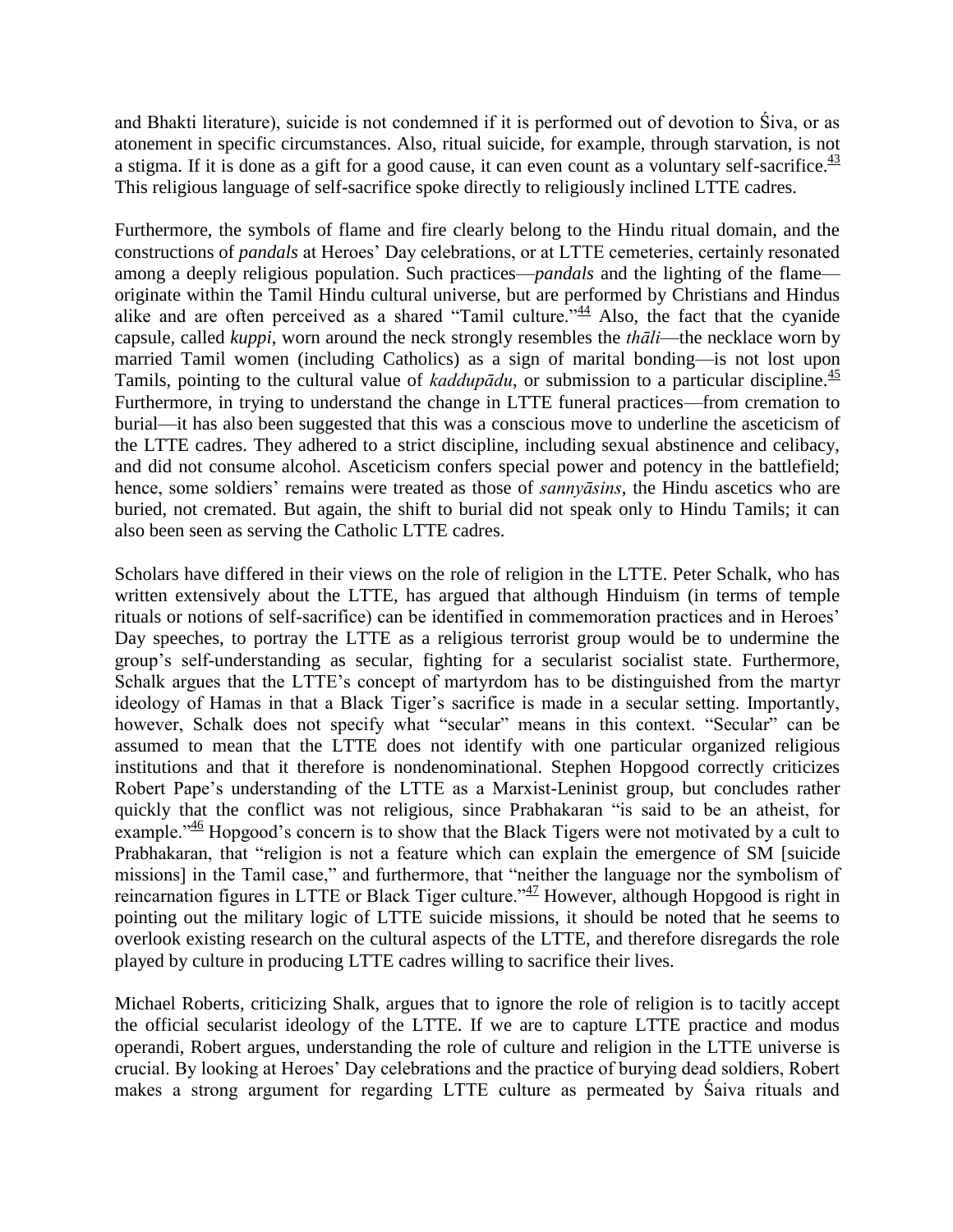and Bhakti literature), suicide is not condemned if it is performed out of devotion to Śiva, or as atonement in specific circumstances. Also, ritual suicide, for example, through starvation, is not a stigma. If it is done as a gift for a good cause, it can even count as a voluntary self-sacrifice.[43] This religious language of self-sacrifice spoke directly to religiously inclined LTTE cadres.

Furthermore, the symbols of flame and fire clearly belong to the Hindu ritual domain, and the constructions of *pandals* at Heroes' Day celebrations, or at LTTE cemeteries, certainly resonated among a deeply religious population. Such practices—*pandals* and the lighting of the flame—originate within the Tamil Hindu cultural universe, but are performed by Christians and Hindus alike and are often perceived as a shared "Tamil culture."[44] Also, the fact that the cyanide capsule, called *kuppi*, worn around the neck strongly resembles the *thāli*—the necklace worn by married Tamil women (including Catholics) as a sign of marital bonding—is not lost upon Tamils, pointing to the cultural value of *kaddupādu*, or submission to a particular discipline.[45] Furthermore, in trying to understand the change in LTTE funeral practices—from cremation to burial—it has also been suggested that this was a conscious move to underline the asceticism of the LTTE cadres. They adhered to a strict discipline, including sexual abstinence and celibacy, and did not consume alcohol. Asceticism confers special power and potency in the battlefield; hence, some soldiers' remains were treated as those of *sannyāsins*, the Hindu ascetics who are buried, not cremated. But again, the shift to burial did not speak only to Hindu Tamils; it can also been seen as serving the Catholic LTTE cadres.

Scholars have differed in their views on the role of religion in the LTTE. Peter Schalk, who has written extensively about the LTTE, has argued that although Hinduism (in terms of temple rituals or notions of self-sacrifice) can be identified in commemoration practices and in Heroes' Day speeches, to portray the LTTE as a religious terrorist group would be to undermine the group's self-understanding as secular, fighting for a secularist socialist state. Furthermore, Schalk argues that the LTTE's concept of martyrdom has to be distinguished from the martyr ideology of Hamas in that a Black Tiger's sacrifice is made in a secular setting. Importantly, however, Schalk does not specify what "secular" means in this context. "Secular" can be assumed to mean that the LTTE does not identify with one particular organized religious institutions and that it therefore is nondenominational. Stephen Hopgood correctly criticizes Robert Pape's understanding of the LTTE as a Marxist-Leninist group, but concludes rather quickly that the conflict was not religious, since Prabhakaran "is said to be an atheist, for example."[46] Hopgood's concern is to show that the Black Tigers were not motivated by a cult to Prabhakaran, that "religion is not a feature which can explain the emergence of SM [suicide missions] in the Tamil case," and furthermore, that "neither the language nor the symbolism of reincarnation figures in LTTE or Black Tiger culture."[47] However, although Hopgood is right in pointing out the military logic of LTTE suicide missions, it should be noted that he seems to overlook existing research on the cultural aspects of the LTTE, and therefore disregards the role played by culture in producing LTTE cadres willing to sacrifice their lives.

Michael Roberts, criticizing Shalk, argues that to ignore the role of religion is to tacitly accept the official secularist ideology of the LTTE. If we are to capture LTTE practice and modus operandi, Robert argues, understanding the role of culture and religion in the LTTE universe is crucial. By looking at Heroes' Day celebrations and the practice of burying dead soldiers, Robert makes a strong argument for regarding LTTE culture as permeated by Śaiva rituals and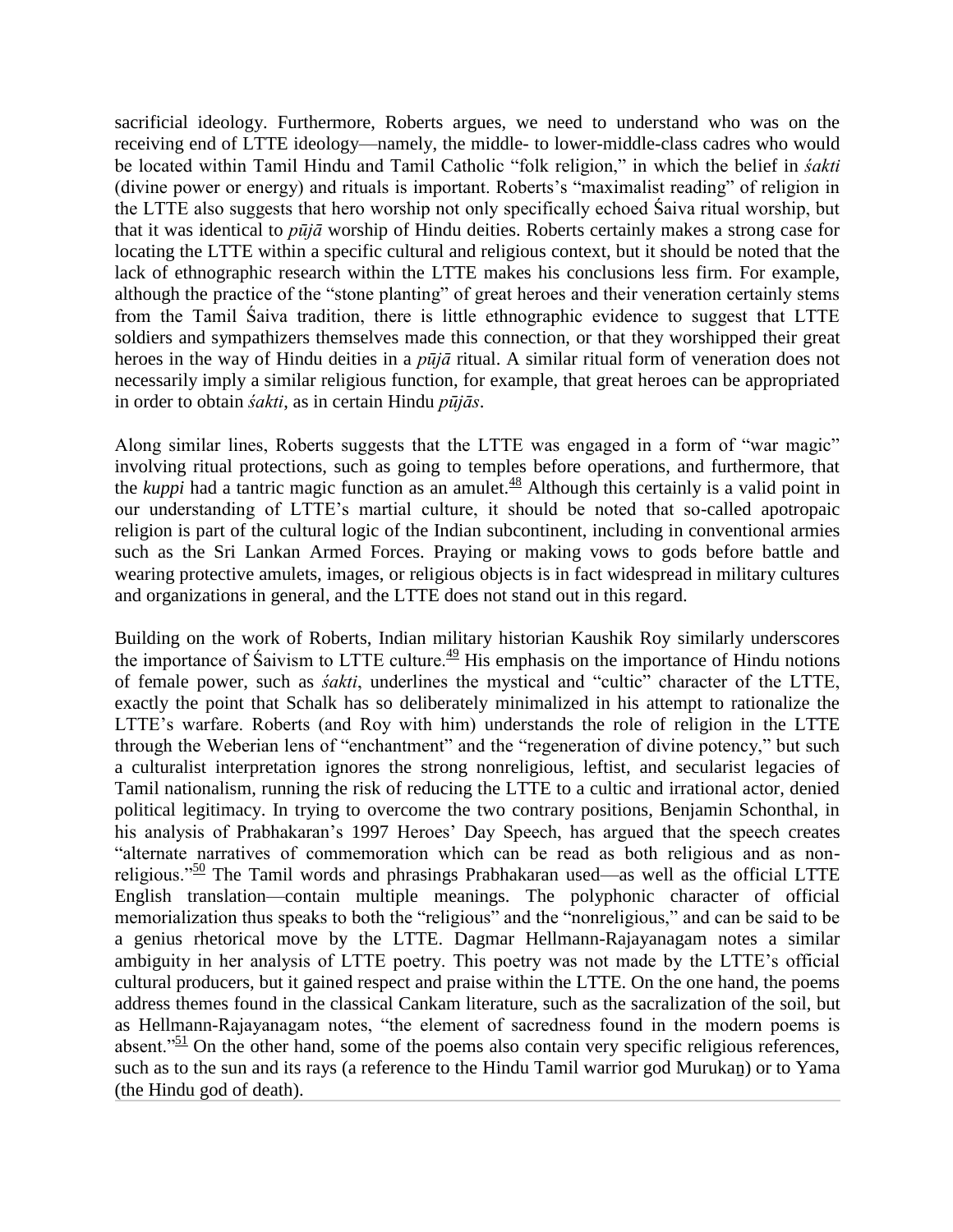sacrificial ideology. Furthermore, Roberts argues, we need to understand who was on the receiving end of LTTE ideology—namely, the middle- to lower-middle-class cadres who would be located within Tamil Hindu and Tamil Catholic "folk religion," in which the belief in *śakti* (divine power or energy) and rituals is important. Roberts's "maximalist reading" of religion in the LTTE also suggests that hero worship not only specifically echoed Śaiva ritual worship, but that it was identical to *pūjā* worship of Hindu deities. Roberts certainly makes a strong case for locating the LTTE within a specific cultural and religious context, but it should be noted that the lack of ethnographic research within the LTTE makes his conclusions less firm. For example, although the practice of the "stone planting" of great heroes and their veneration certainly stems from the Tamil Śaiva tradition, there is little ethnographic evidence to suggest that LTTE soldiers and sympathizers themselves made this connection, or that they worshipped their great heroes in the way of Hindu deities in a *pūjā* ritual. A similar ritual form of veneration does not necessarily imply a similar religious function, for example, that great heroes can be appropriated in order to obtain *śakti*, as in certain Hindu *pūjās*.

Along similar lines, Roberts suggests that the LTTE was engaged in a form of "war magic" involving ritual protections, such as going to temples before operations, and furthermore, that the *kuppi* had a tantric magic function as an amulet.[48] Although this certainly is a valid point in our understanding of LTTE's martial culture, it should be noted that so-called apotropaic religion is part of the cultural logic of the Indian subcontinent, including in conventional armies such as the Sri Lankan Armed Forces. Praying or making vows to gods before battle and wearing protective amulets, images, or religious objects is in fact widespread in military cultures and organizations in general, and the LTTE does not stand out in this regard.

Building on the work of Roberts, Indian military historian Kaushik Roy similarly underscores the importance of Śaivism to LTTE culture.[49] His emphasis on the importance of Hindu notions of female power, such as *śakti*, underlines the mystical and "cultic" character of the LTTE, exactly the point that Schalk has so deliberately minimalized in his attempt to rationalize the LTTE's warfare. Roberts (and Roy with him) understands the role of religion in the LTTE through the Weberian lens of "enchantment" and the "regeneration of divine potency," but such a culturalist interpretation ignores the strong nonreligious, leftist, and secularist legacies of Tamil nationalism, running the risk of reducing the LTTE to a cultic and irrational actor, denied political legitimacy. In trying to overcome the two contrary positions, Benjamin Schonthal, in his analysis of Prabhakaran's 1997 Heroes' Day Speech, has argued that the speech creates "alternate narratives of commemoration which can be read as both religious and as non-religious."[50] The Tamil words and phrasings Prabhakaran used—as well as the official LTTE English translation—contain multiple meanings. The polyphonic character of official memorialization thus speaks to both the "religious" and the "nonreligious," and can be said to be a genius rhetorical move by the LTTE. Dagmar Hellmann-Rajayanagam notes a similar ambiguity in her analysis of LTTE poetry. This poetry was not made by the LTTE's official cultural producers, but it gained respect and praise within the LTTE. On the one hand, the poems address themes found in the classical Cankam literature, such as the sacralization of the soil, but as Hellmann-Rajayanagam notes, "the element of sacredness found in the modern poems is absent."[51] On the other hand, some of the poems also contain very specific religious references, such as to the sun and its rays (a reference to the Hindu Tamil warrior god Murukaṉ) or to Yama (the Hindu god of death).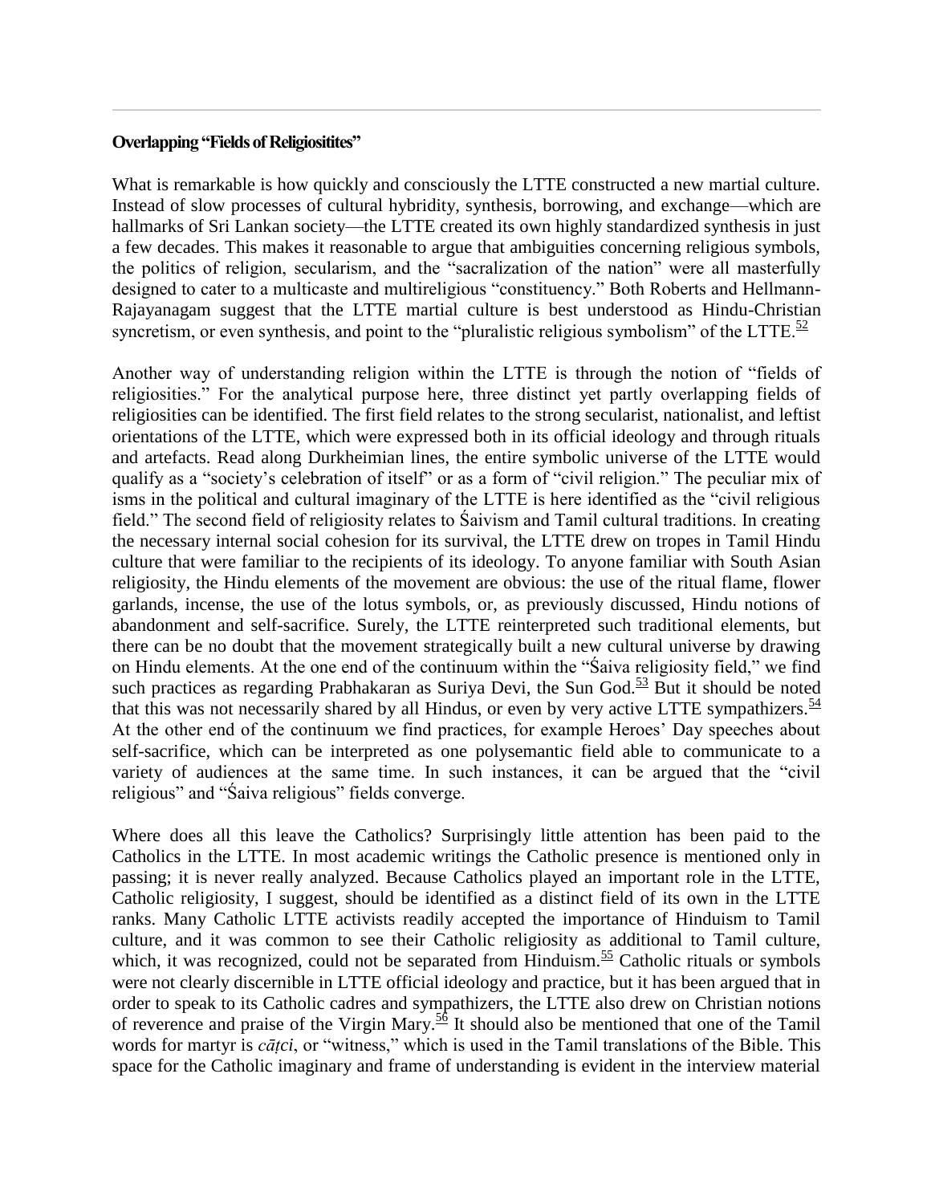### Overlapping "Fields of Religiositites"

What is remarkable is how quickly and consciously the LTTE constructed a new martial culture. Instead of slow processes of cultural hybridity, synthesis, borrowing, and exchange—which are hallmarks of Sri Lankan society—the LTTE created its own highly standardized synthesis in just a few decades. This makes it reasonable to argue that ambiguities concerning religious symbols, the politics of religion, secularism, and the "sacralization of the nation" were all masterfully designed to cater to a multicaste and multireligious "constituency." Both Roberts and Hellmann-Rajayanagam suggest that the LTTE martial culture is best understood as Hindu-Christian syncretism, or even synthesis, and point to the "pluralistic religious symbolism" of the LTTE.[52]

Another way of understanding religion within the LTTE is through the notion of "fields of religiosities." For the analytical purpose here, three distinct yet partly overlapping fields of religiosities can be identified. The first field relates to the strong secularist, nationalist, and leftist orientations of the LTTE, which were expressed both in its official ideology and through rituals and artefacts. Read along Durkheimian lines, the entire symbolic universe of the LTTE would qualify as a "society's celebration of itself" or as a form of "civil religion." The peculiar mix of isms in the political and cultural imaginary of the LTTE is here identified as the "civil religious field." The second field of religiosity relates to Śaivism and Tamil cultural traditions. In creating the necessary internal social cohesion for its survival, the LTTE drew on tropes in Tamil Hindu culture that were familiar to the recipients of its ideology. To anyone familiar with South Asian religiosity, the Hindu elements of the movement are obvious: the use of the ritual flame, flower garlands, incense, the use of the lotus symbols, or, as previously discussed, Hindu notions of abandonment and self-sacrifice. Surely, the LTTE reinterpreted such traditional elements, but there can be no doubt that the movement strategically built a new cultural universe by drawing on Hindu elements. At the one end of the continuum within the "Śaiva religiosity field," we find such practices as regarding Prabhakaran as Suriya Devi, the Sun God.[53] But it should be noted that this was not necessarily shared by all Hindus, or even by very active LTTE sympathizers.[54] At the other end of the continuum we find practices, for example Heroes' Day speeches about self-sacrifice, which can be interpreted as one polysemantic field able to communicate to a variety of audiences at the same time. In such instances, it can be argued that the "civil religious" and "Śaiva religious" fields converge.

Where does all this leave the Catholics? Surprisingly little attention has been paid to the Catholics in the LTTE. In most academic writings the Catholic presence is mentioned only in passing; it is never really analyzed. Because Catholics played an important role in the LTTE, Catholic religiosity, I suggest, should be identified as a distinct field of its own in the LTTE ranks. Many Catholic LTTE activists readily accepted the importance of Hinduism to Tamil culture, and it was common to see their Catholic religiosity as additional to Tamil culture, which, it was recognized, could not be separated from Hinduism.[55] Catholic rituals or symbols were not clearly discernible in LTTE official ideology and practice, but it has been argued that in order to speak to its Catholic cadres and sympathizers, the LTTE also drew on Christian notions of reverence and praise of the Virgin Mary.[56] It should also be mentioned that one of the Tamil words for martyr is *cāṭci*, or "witness," which is used in the Tamil translations of the Bible. This space for the Catholic imaginary and frame of understanding is evident in the interview material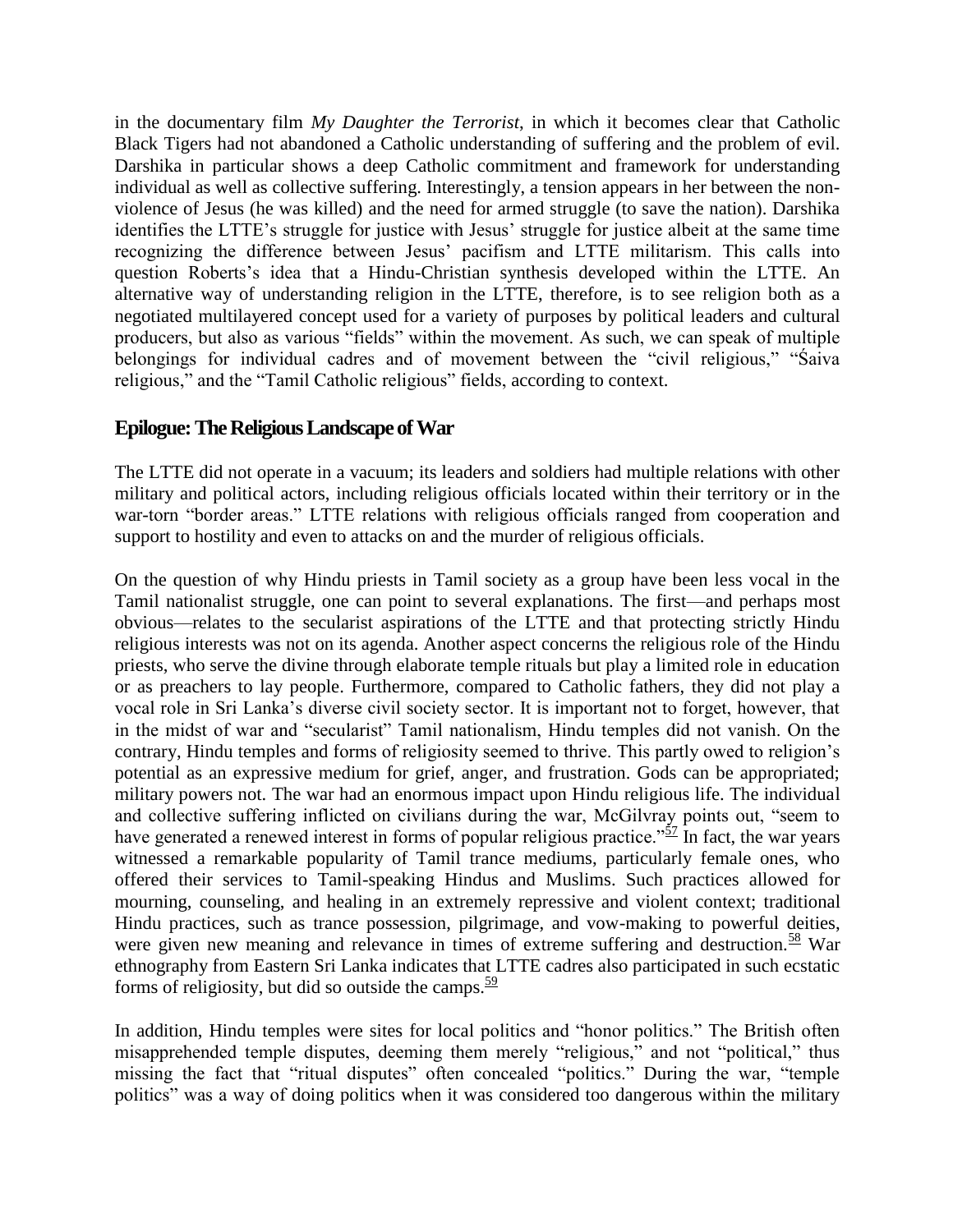in the documentary film *My Daughter the Terrorist*, in which it becomes clear that Catholic Black Tigers had not abandoned a Catholic understanding of suffering and the problem of evil. Darshika in particular shows a deep Catholic commitment and framework for understanding individual as well as collective suffering. Interestingly, a tension appears in her between the non-violence of Jesus (he was killed) and the need for armed struggle (to save the nation). Darshika identifies the LTTE's struggle for justice with Jesus' struggle for justice albeit at the same time recognizing the difference between Jesus' pacifism and LTTE militarism. This calls into question Roberts's idea that a Hindu-Christian synthesis developed within the LTTE. An alternative way of understanding religion in the LTTE, therefore, is to see religion both as a negotiated multilayered concept used for a variety of purposes by political leaders and cultural producers, but also as various "fields" within the movement. As such, we can speak of multiple belongings for individual cadres and of movement between the "civil religious," "Śaiva religious," and the "Tamil Catholic religious" fields, according to context.

## Epilogue: The Religious Landscape of War

The LTTE did not operate in a vacuum; its leaders and soldiers had multiple relations with other military and political actors, including religious officials located within their territory or in the war-torn "border areas." LTTE relations with religious officials ranged from cooperation and support to hostility and even to attacks on and the murder of religious officials.

On the question of why Hindu priests in Tamil society as a group have been less vocal in the Tamil nationalist struggle, one can point to several explanations. The first—and perhaps most obvious—relates to the secularist aspirations of the LTTE and that protecting strictly Hindu religious interests was not on its agenda. Another aspect concerns the religious role of the Hindu priests, who serve the divine through elaborate temple rituals but play a limited role in education or as preachers to lay people. Furthermore, compared to Catholic fathers, they did not play a vocal role in Sri Lanka's diverse civil society sector. It is important not to forget, however, that in the midst of war and "secularist" Tamil nationalism, Hindu temples did not vanish. On the contrary, Hindu temples and forms of religiosity seemed to thrive. This partly owed to religion's potential as an expressive medium for grief, anger, and frustration. Gods can be appropriated; military powers not. The war had an enormous impact upon Hindu religious life. The individual and collective suffering inflicted on civilians during the war, McGilvray points out, "seem to have generated a renewed interest in forms of popular religious practice."[57] In fact, the war years witnessed a remarkable popularity of Tamil trance mediums, particularly female ones, who offered their services to Tamil-speaking Hindus and Muslims. Such practices allowed for mourning, counseling, and healing in an extremely repressive and violent context; traditional Hindu practices, such as trance possession, pilgrimage, and vow-making to powerful deities, were given new meaning and relevance in times of extreme suffering and destruction.[58] War ethnography from Eastern Sri Lanka indicates that LTTE cadres also participated in such ecstatic forms of religiosity, but did so outside the camps.[59]

In addition, Hindu temples were sites for local politics and "honor politics." The British often misapprehended temple disputes, deeming them merely "religious," and not "political," thus missing the fact that "ritual disputes" often concealed "politics." During the war, "temple politics" was a way of doing politics when it was considered too dangerous within the military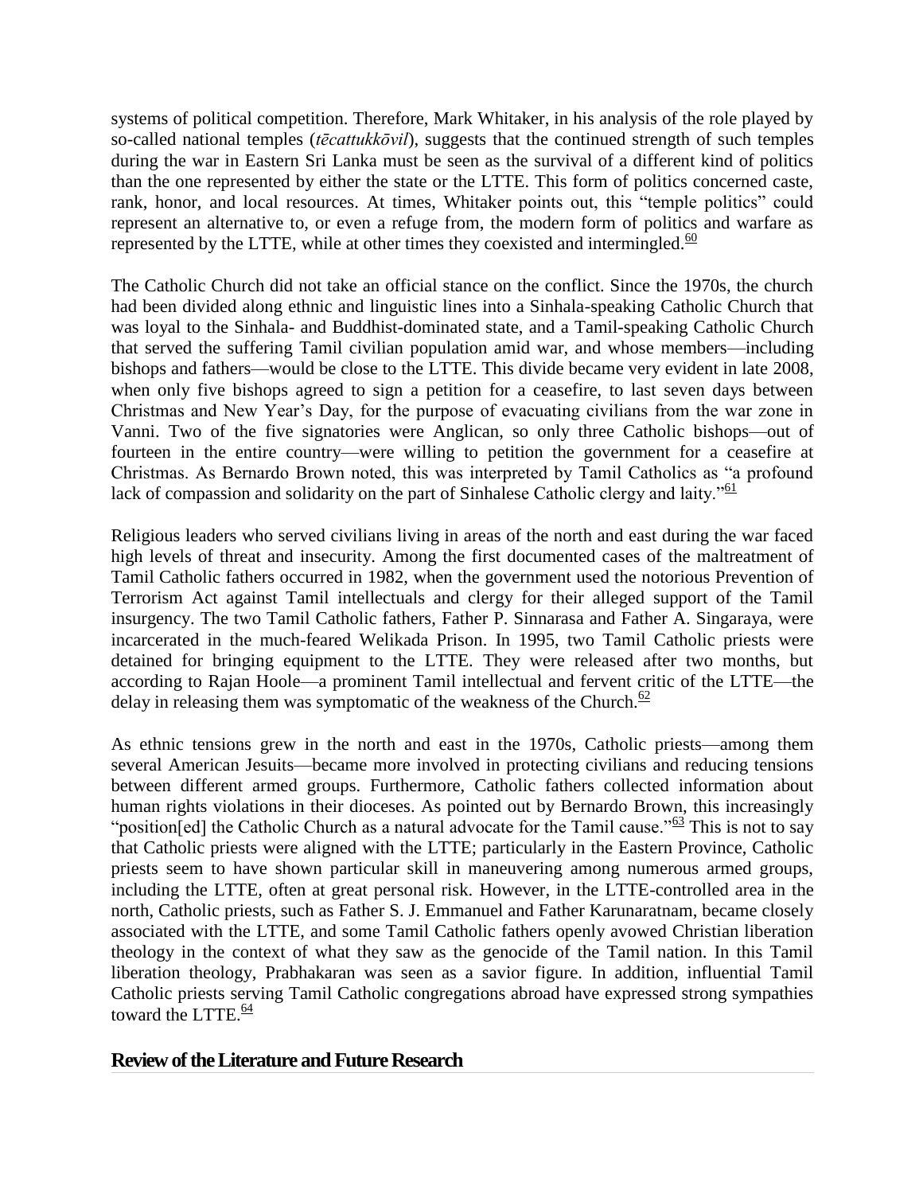systems of political competition. Therefore, Mark Whitaker, in his analysis of the role played by so-called national temples (*tēcattukkōvil*), suggests that the continued strength of such temples during the war in Eastern Sri Lanka must be seen as the survival of a different kind of politics than the one represented by either the state or the LTTE. This form of politics concerned caste, rank, honor, and local resources. At times, Whitaker points out, this "temple politics" could represent an alternative to, or even a refuge from, the modern form of politics and warfare as represented by the LTTE, while at other times they coexisted and intermingled.[60]

The Catholic Church did not take an official stance on the conflict. Since the 1970s, the church had been divided along ethnic and linguistic lines into a Sinhala-speaking Catholic Church that was loyal to the Sinhala- and Buddhist-dominated state, and a Tamil-speaking Catholic Church that served the suffering Tamil civilian population amid war, and whose members—including bishops and fathers—would be close to the LTTE. This divide became very evident in late 2008, when only five bishops agreed to sign a petition for a ceasefire, to last seven days between Christmas and New Year's Day, for the purpose of evacuating civilians from the war zone in Vanni. Two of the five signatories were Anglican, so only three Catholic bishops—out of fourteen in the entire country—were willing to petition the government for a ceasefire at Christmas. As Bernardo Brown noted, this was interpreted by Tamil Catholics as "a profound lack of compassion and solidarity on the part of Sinhalese Catholic clergy and laity."[61]

Religious leaders who served civilians living in areas of the north and east during the war faced high levels of threat and insecurity. Among the first documented cases of the maltreatment of Tamil Catholic fathers occurred in 1982, when the government used the notorious Prevention of Terrorism Act against Tamil intellectuals and clergy for their alleged support of the Tamil insurgency. The two Tamil Catholic fathers, Father P. Sinnarasa and Father A. Singaraya, were incarcerated in the much-feared Welikada Prison. In 1995, two Tamil Catholic priests were detained for bringing equipment to the LTTE. They were released after two months, but according to Rajan Hoole—a prominent Tamil intellectual and fervent critic of the LTTE—the delay in releasing them was symptomatic of the weakness of the Church.[62]

As ethnic tensions grew in the north and east in the 1970s, Catholic priests—among them several American Jesuits—became more involved in protecting civilians and reducing tensions between different armed groups. Furthermore, Catholic fathers collected information about human rights violations in their dioceses. As pointed out by Bernardo Brown, this increasingly "position[ed] the Catholic Church as a natural advocate for the Tamil cause."[63] This is not to say that Catholic priests were aligned with the LTTE; particularly in the Eastern Province, Catholic priests seem to have shown particular skill in maneuvering among numerous armed groups, including the LTTE, often at great personal risk. However, in the LTTE-controlled area in the north, Catholic priests, such as Father S. J. Emmanuel and Father Karunaratnam, became closely associated with the LTTE, and some Tamil Catholic fathers openly avowed Christian liberation theology in the context of what they saw as the genocide of the Tamil nation. In this Tamil liberation theology, Prabhakaran was seen as a savior figure. In addition, influential Tamil Catholic priests serving Tamil Catholic congregations abroad have expressed strong sympathies toward the LTTE.[64]

## Review of the Literature and Future Research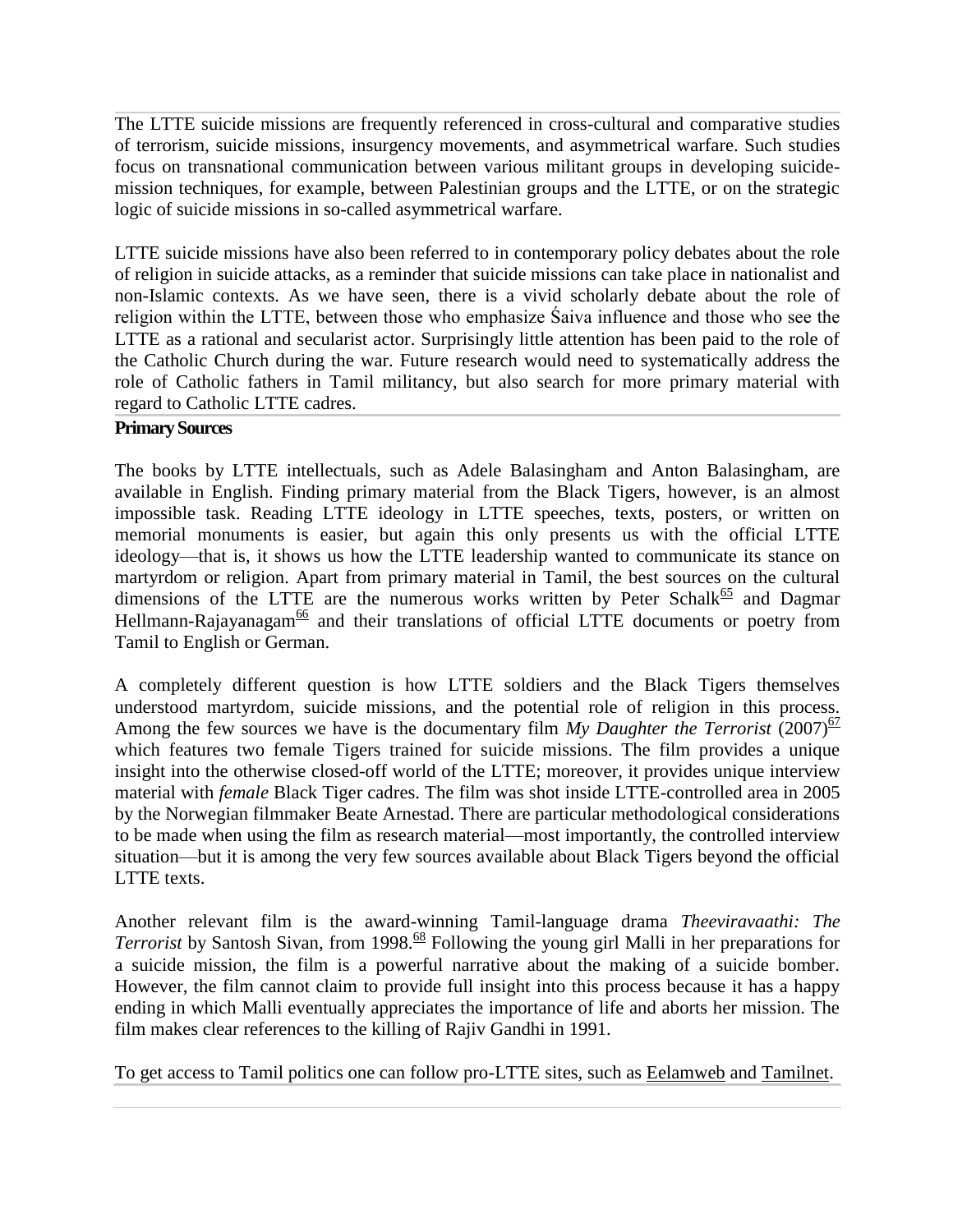The LTTE suicide missions are frequently referenced in cross-cultural and comparative studies of terrorism, suicide missions, insurgency movements, and asymmetrical warfare. Such studies focus on transnational communication between various militant groups in developing suicide-mission techniques, for example, between Palestinian groups and the LTTE, or on the strategic logic of suicide missions in so-called asymmetrical warfare.

LTTE suicide missions have also been referred to in contemporary policy debates about the role of religion in suicide attacks, as a reminder that suicide missions can take place in nationalist and non-Islamic contexts. As we have seen, there is a vivid scholarly debate about the role of religion within the LTTE, between those who emphasize Śaiva influence and those who see the LTTE as a rational and secularist actor. Surprisingly little attention has been paid to the role of the Catholic Church during the war. Future research would need to systematically address the role of Catholic fathers in Tamil militancy, but also search for more primary material with regard to Catholic LTTE cadres.

## Primary Sources

The books by LTTE intellectuals, such as Adele Balasingham and Anton Balasingham, are available in English. Finding primary material from the Black Tigers, however, is an almost impossible task. Reading LTTE ideology in LTTE speeches, texts, posters, or written on memorial monuments is easier, but again this only presents us with the official LTTE ideology—that is, it shows us how the LTTE leadership wanted to communicate its stance on martyrdom or religion. Apart from primary material in Tamil, the best sources on the cultural dimensions of the LTTE are the numerous works written by Peter Schalk[65] and Dagmar Hellmann-Rajayanagam[66] and their translations of official LTTE documents or poetry from Tamil to English or German.

A completely different question is how LTTE soldiers and the Black Tigers themselves understood martyrdom, suicide missions, and the potential role of religion in this process. Among the few sources we have is the documentary film *My Daughter the Terrorist* (2007)[67] which features two female Tigers trained for suicide missions. The film provides a unique insight into the otherwise closed-off world of the LTTE; moreover, it provides unique interview material with *female* Black Tiger cadres. The film was shot inside LTTE-controlled area in 2005 by the Norwegian filmmaker Beate Arnestad. There are particular methodological considerations to be made when using the film as research material—most importantly, the controlled interview situation—but it is among the very few sources available about Black Tigers beyond the official LTTE texts.

Another relevant film is the award-winning Tamil-language drama *Theeviravaathi: The Terrorist* by Santosh Sivan, from 1998.[68] Following the young girl Malli in her preparations for a suicide mission, the film is a powerful narrative about the making of a suicide bomber. However, the film cannot claim to provide full insight into this process because it has a happy ending in which Malli eventually appreciates the importance of life and aborts her mission. The film makes clear references to the killing of Rajiv Gandhi in 1991.

To get access to Tamil politics one can follow pro-LTTE sites, such as Eelamweb and Tamilnet.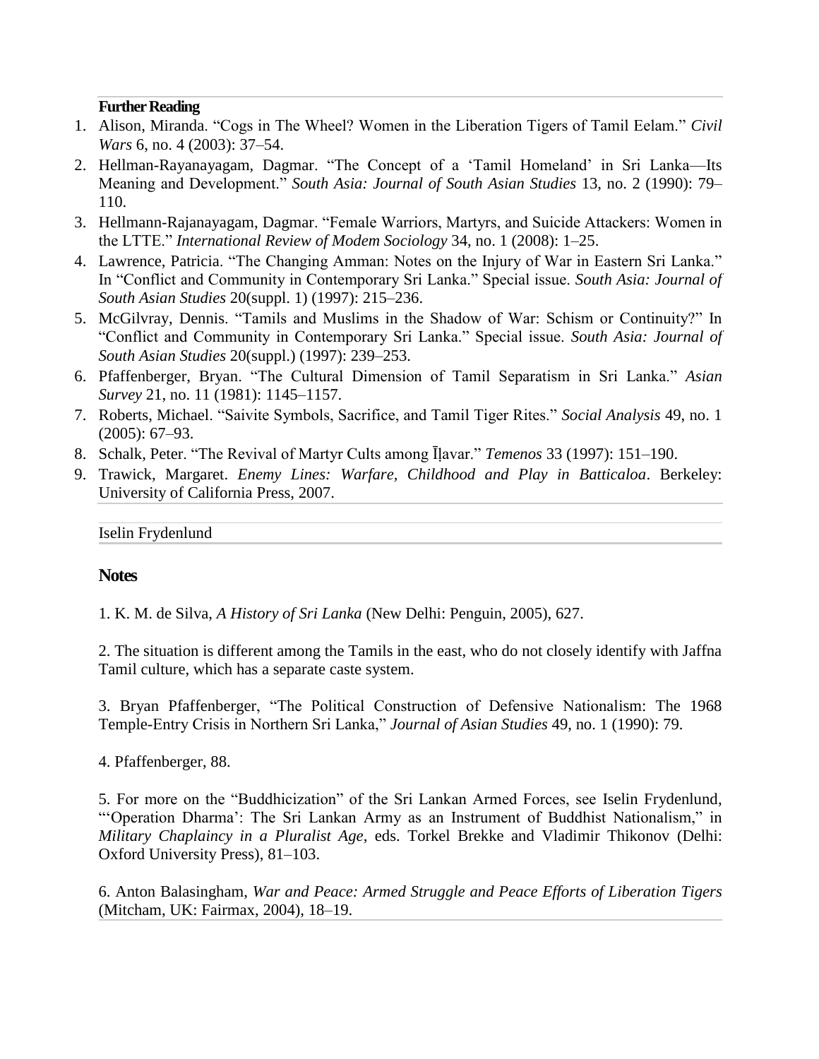### Further Reading

1. Alison, Miranda. "Cogs in The Wheel? Women in the Liberation Tigers of Tamil Eelam." *Civil Wars* 6, no. 4 (2003): 37–54.
2. Hellman-Rayanayagam, Dagmar. "The Concept of a 'Tamil Homeland' in Sri Lanka—Its Meaning and Development." *South Asia: Journal of South Asian Studies* 13, no. 2 (1990): 79–110.
3. Hellmann-Rajanayagam, Dagmar. "Female Warriors, Martyrs, and Suicide Attackers: Women in the LTTE." *International Review of Modem Sociology* 34, no. 1 (2008): 1–25.
4. Lawrence, Patricia. "The Changing Amman: Notes on the Injury of War in Eastern Sri Lanka." In "Conflict and Community in Contemporary Sri Lanka." Special issue. *South Asia: Journal of South Asian Studies* 20(suppl. 1) (1997): 215–236.
5. McGilvray, Dennis. "Tamils and Muslims in the Shadow of War: Schism or Continuity?" In "Conflict and Community in Contemporary Sri Lanka." Special issue. *South Asia: Journal of South Asian Studies* 20(suppl.) (1997): 239–253.
6. Pfaffenberger, Bryan. "The Cultural Dimension of Tamil Separatism in Sri Lanka." *Asian Survey* 21, no. 11 (1981): 1145–1157.
7. Roberts, Michael. "Saivite Symbols, Sacrifice, and Tamil Tiger Rites." *Social Analysis* 49, no. 1 (2005): 67–93.
8. Schalk, Peter. "The Revival of Martyr Cults among Īḻavar." *Temenos* 33 (1997): 151–190.
9. Trawick, Margaret. *Enemy Lines: Warfare, Childhood and Play in Batticaloa*. Berkeley: University of California Press, 2007.

Iselin Frydenlund

### Notes

1. K. M. de Silva, *A History of Sri Lanka* (New Delhi: Penguin, 2005), 627.

2. The situation is different among the Tamils in the east, who do not closely identify with Jaffna Tamil culture, which has a separate caste system.

3. Bryan Pfaffenberger, "The Political Construction of Defensive Nationalism: The 1968 Temple-Entry Crisis in Northern Sri Lanka," *Journal of Asian Studies* 49, no. 1 (1990): 79.

4. Pfaffenberger, 88.

5. For more on the "Buddhicization" of the Sri Lankan Armed Forces, see Iselin Frydenlund, "'Operation Dharma': The Sri Lankan Army as an Instrument of Buddhist Nationalism," in *Military Chaplaincy in a Pluralist Age*, eds. Torkel Brekke and Vladimir Thikonov (Delhi: Oxford University Press), 81–103.

6. Anton Balasingham, *War and Peace: Armed Struggle and Peace Efforts of Liberation Tigers* (Mitcham, UK: Fairmax, 2004), 18–19.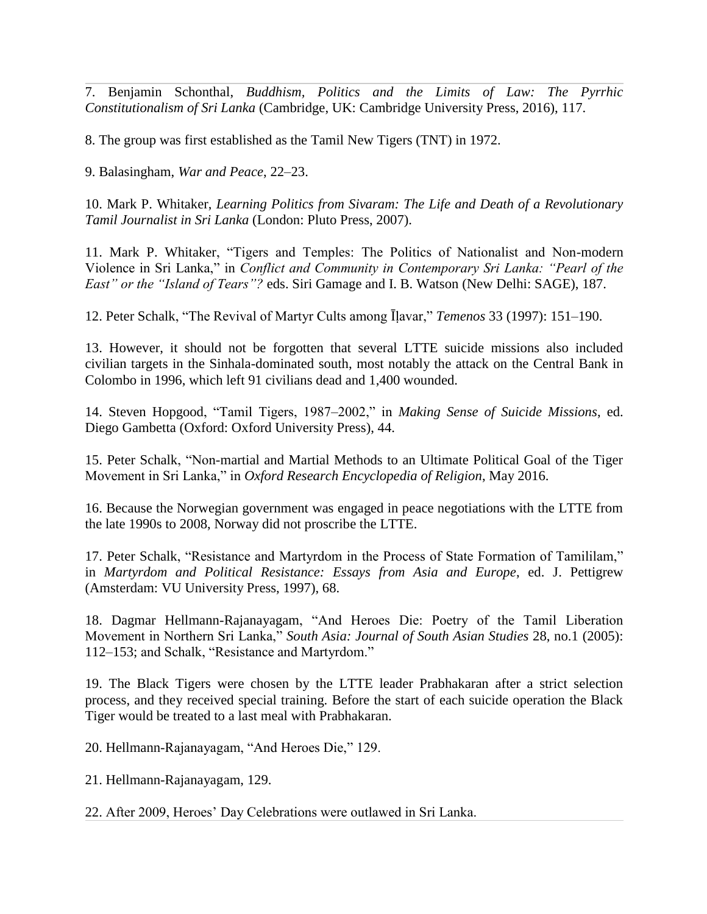7. Benjamin Schonthal, *Buddhism, Politics and the Limits of Law: The Pyrrhic Constitutionalism of Sri Lanka* (Cambridge, UK: Cambridge University Press, 2016), 117.

8. The group was first established as the Tamil New Tigers (TNT) in 1972.

9. Balasingham, *War and Peace*, 22–23.

10. Mark P. Whitaker, *Learning Politics from Sivaram: The Life and Death of a Revolutionary Tamil Journalist in Sri Lanka* (London: Pluto Press, 2007).

11. Mark P. Whitaker, "Tigers and Temples: The Politics of Nationalist and Non-modern Violence in Sri Lanka," in *Conflict and Community in Contemporary Sri Lanka: "Pearl of the East" or the "Island of Tears"?* eds. Siri Gamage and I. B. Watson (New Delhi: SAGE), 187.

12. Peter Schalk, "The Revival of Martyr Cults among Īḻavar," *Temenos* 33 (1997): 151–190.

13. However, it should not be forgotten that several LTTE suicide missions also included civilian targets in the Sinhala-dominated south, most notably the attack on the Central Bank in Colombo in 1996, which left 91 civilians dead and 1,400 wounded.

14. Steven Hopgood, "Tamil Tigers, 1987–2002," in *Making Sense of Suicide Missions*, ed. Diego Gambetta (Oxford: Oxford University Press), 44.

15. Peter Schalk, "Non-martial and Martial Methods to an Ultimate Political Goal of the Tiger Movement in Sri Lanka," in *Oxford Research Encyclopedia of Religion*, May 2016.

16. Because the Norwegian government was engaged in peace negotiations with the LTTE from the late 1990s to 2008, Norway did not proscribe the LTTE.

17. Peter Schalk, "Resistance and Martyrdom in the Process of State Formation of Tamililam," in *Martyrdom and Political Resistance: Essays from Asia and Europe*, ed. J. Pettigrew (Amsterdam: VU University Press, 1997), 68.

18. Dagmar Hellmann-Rajanayagam, "And Heroes Die: Poetry of the Tamil Liberation Movement in Northern Sri Lanka," *South Asia: Journal of South Asian Studies* 28, no.1 (2005): 112–153; and Schalk, "Resistance and Martyrdom."

19. The Black Tigers were chosen by the LTTE leader Prabhakaran after a strict selection process, and they received special training. Before the start of each suicide operation the Black Tiger would be treated to a last meal with Prabhakaran.

20. Hellmann-Rajanayagam, "And Heroes Die," 129.

21. Hellmann-Rajanayagam, 129.

22. After 2009, Heroes' Day Celebrations were outlawed in Sri Lanka.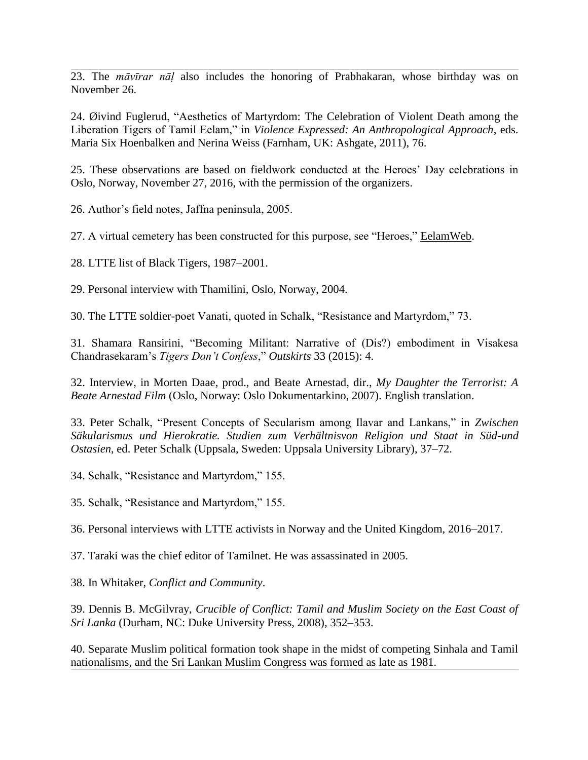23. The *māvīrar nāḷ* also includes the honoring of Prabhakaran, whose birthday was on November 26.

24. Øivind Fuglerud, "Aesthetics of Martyrdom: The Celebration of Violent Death among the Liberation Tigers of Tamil Eelam," in *Violence Expressed: An Anthropological Approach*, eds. Maria Six Hoenbalken and Nerina Weiss (Farnham, UK: Ashgate, 2011), 76.

25. These observations are based on fieldwork conducted at the Heroes' Day celebrations in Oslo, Norway, November 27, 2016, with the permission of the organizers.

26. Author's field notes, Jaffna peninsula, 2005.

27. A virtual cemetery has been constructed for this purpose, see "Heroes," EelamWeb.

28. LTTE list of Black Tigers, 1987–2001.

29. Personal interview with Thamilini, Oslo, Norway, 2004.

30. The LTTE soldier-poet Vanati, quoted in Schalk, "Resistance and Martyrdom," 73.

31. Shamara Ransirini, "Becoming Militant: Narrative of (Dis?) embodiment in Visakesa Chandrasekaram's *Tigers Don't Confess*," *Outskirts* 33 (2015): 4.

32. Interview, in Morten Daae, prod., and Beate Arnestad, dir., *My Daughter the Terrorist: A Beate Arnestad Film* (Oslo, Norway: Oslo Dokumentarkino, 2007). English translation.

33. Peter Schalk, "Present Concepts of Secularism among Ilavar and Lankans," in *Zwischen Säkularismus und Hierokratie. Studien zum Verhältnisvon Religion und Staat in Süd-und Ostasien*, ed. Peter Schalk (Uppsala, Sweden: Uppsala University Library), 37–72.

34. Schalk, "Resistance and Martyrdom," 155.

35. Schalk, "Resistance and Martyrdom," 155.

36. Personal interviews with LTTE activists in Norway and the United Kingdom, 2016–2017.

37. Taraki was the chief editor of Tamilnet. He was assassinated in 2005.

38. In Whitaker, *Conflict and Community*.

39. Dennis B. McGilvray, *Crucible of Conflict: Tamil and Muslim Society on the East Coast of Sri Lanka* (Durham, NC: Duke University Press, 2008), 352–353.

40. Separate Muslim political formation took shape in the midst of competing Sinhala and Tamil nationalisms, and the Sri Lankan Muslim Congress was formed as late as 1981.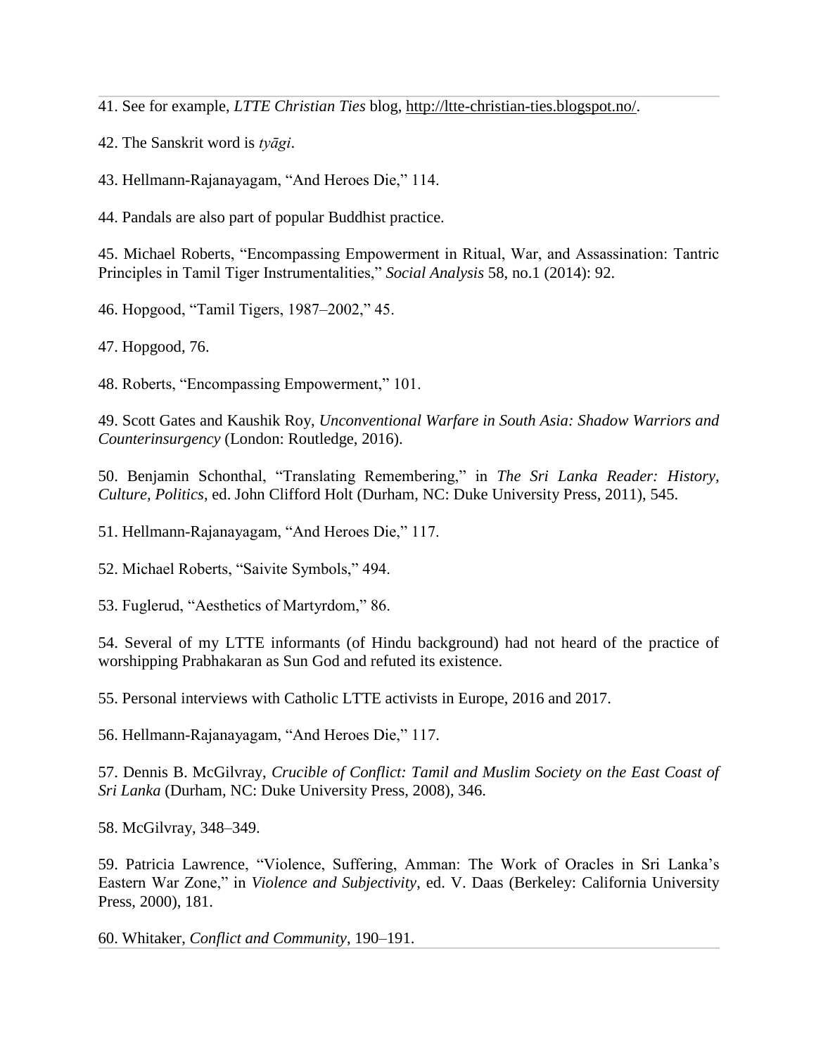41. See for example, *LTTE Christian Ties* blog, http://ltte-christian-ties.blogspot.no/.

42. The Sanskrit word is *tyāgi*.

43. Hellmann-Rajanayagam, "And Heroes Die," 114.

44. Pandals are also part of popular Buddhist practice.

45. Michael Roberts, "Encompassing Empowerment in Ritual, War, and Assassination: Tantric Principles in Tamil Tiger Instrumentalities," *Social Analysis* 58, no.1 (2014): 92.

46. Hopgood, "Tamil Tigers, 1987–2002," 45.

47. Hopgood, 76.

48. Roberts, "Encompassing Empowerment," 101.

49. Scott Gates and Kaushik Roy, *Unconventional Warfare in South Asia: Shadow Warriors and Counterinsurgency* (London: Routledge, 2016).

50. Benjamin Schonthal, "Translating Remembering," in *The Sri Lanka Reader: History, Culture, Politics*, ed. John Clifford Holt (Durham, NC: Duke University Press, 2011), 545.

51. Hellmann-Rajanayagam, "And Heroes Die," 117.

52. Michael Roberts, "Saivite Symbols," 494.

53. Fuglerud, "Aesthetics of Martyrdom," 86.

54. Several of my LTTE informants (of Hindu background) had not heard of the practice of worshipping Prabhakaran as Sun God and refuted its existence.

55. Personal interviews with Catholic LTTE activists in Europe, 2016 and 2017.

56. Hellmann-Rajanayagam, "And Heroes Die," 117.

57. Dennis B. McGilvray, *Crucible of Conflict: Tamil and Muslim Society on the East Coast of Sri Lanka* (Durham, NC: Duke University Press, 2008), 346.

58. McGilvray, 348–349.

59. Patricia Lawrence, "Violence, Suffering, Amman: The Work of Oracles in Sri Lanka's Eastern War Zone," in *Violence and Subjectivity*, ed. V. Daas (Berkeley: California University Press, 2000), 181.

60. Whitaker, *Conflict and Community*, 190–191.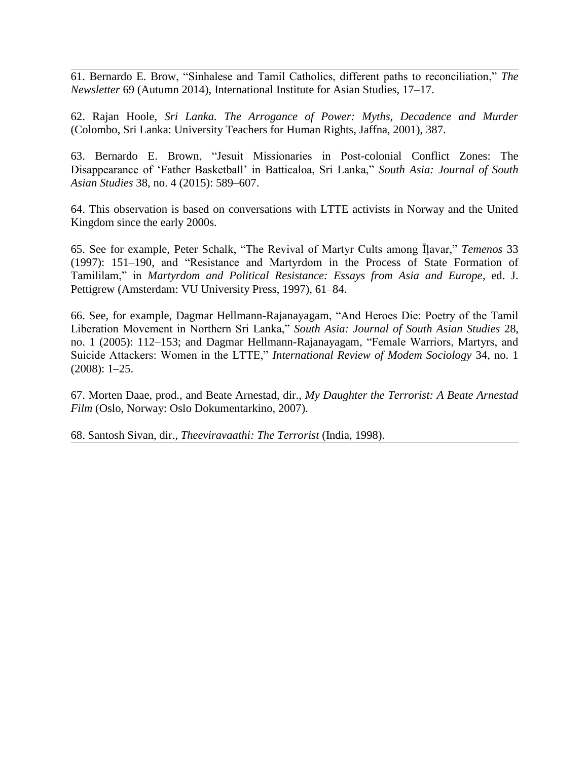61. Bernardo E. Brow, “Sinhalese and Tamil Catholics, different paths to reconciliation,” *The Newsletter* 69 (Autumn 2014), International Institute for Asian Studies, 17–17.

62. Rajan Hoole, *Sri Lanka. The Arrogance of Power: Myths, Decadence and Murder* (Colombo, Sri Lanka: University Teachers for Human Rights, Jaffna, 2001), 387.

63. Bernardo E. Brown, “Jesuit Missionaries in Post-colonial Conflict Zones: The Disappearance of ‘Father Basketball’ in Batticaloa, Sri Lanka,” *South Asia: Journal of South Asian Studies* 38, no. 4 (2015): 589–607.

64. This observation is based on conversations with LTTE activists in Norway and the United Kingdom since the early 2000s.

65. See for example, Peter Schalk, “The Revival of Martyr Cults among Īḻavar,” *Temenos* 33 (1997): 151–190, and “Resistance and Martyrdom in the Process of State Formation of Tamililam,” in *Martyrdom and Political Resistance: Essays from Asia and Europe*, ed. J. Pettigrew (Amsterdam: VU University Press, 1997), 61–84.

66. See, for example, Dagmar Hellmann-Rajanayagam, “And Heroes Die: Poetry of the Tamil Liberation Movement in Northern Sri Lanka,” *South Asia: Journal of South Asian Studies* 28, no. 1 (2005): 112–153; and Dagmar Hellmann-Rajanayagam, “Female Warriors, Martyrs, and Suicide Attackers: Women in the LTTE,” *International Review of Modem Sociology* 34, no. 1 (2008): 1–25.

67. Morten Daae, prod., and Beate Arnestad, dir., *My Daughter the Terrorist: A Beate Arnestad Film* (Oslo, Norway: Oslo Dokumentarkino, 2007).

68. Santosh Sivan, dir., *Theeviravaathi: The Terrorist* (India, 1998).